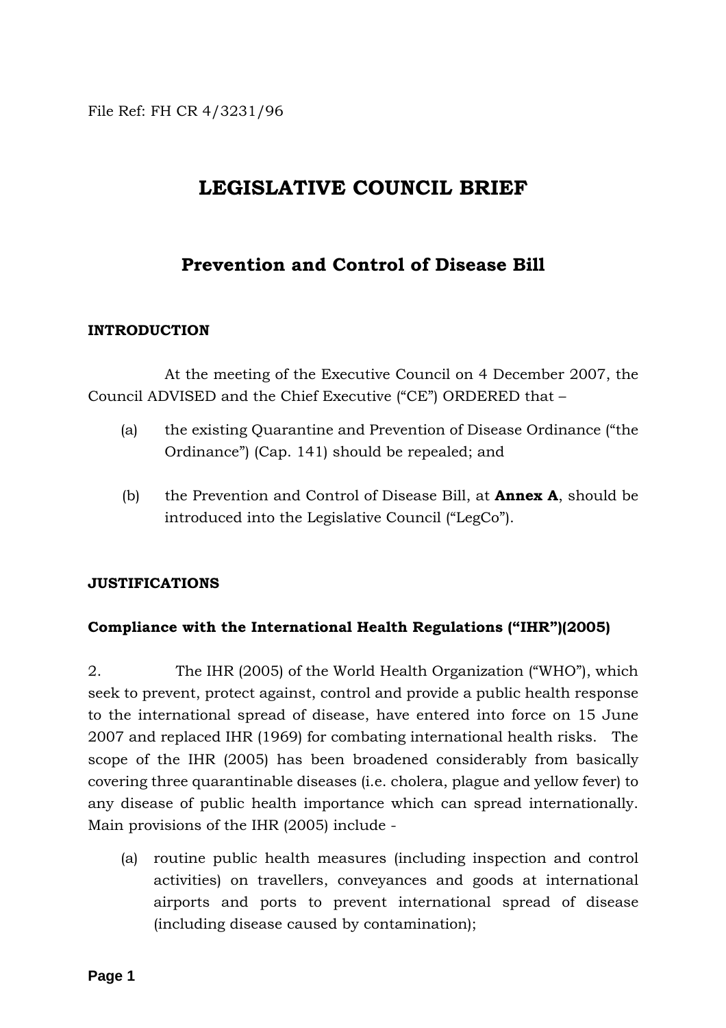File Ref: FH CR 4/3231/96

# LEGISLATIVE COUNCIL BRIEF

## Prevention and Control of Disease Bill

### INTRODUCTION

At the meeting of the Executive Council on 4 December 2007, the Council ADVISED and the Chief Executive ("CE") ORDERED that –

(a) the existing Quarantine and Prevention of Disease Ordinance ("the Ordinance") (Cap. 141) should be repealed; and

(b) the Prevention and Control of Disease Bill, at **Annex A**, should be introduced into the Legislative Council ("LegCo").

### JUSTIFICATIONS

#### Compliance with the International Health Regulations ("IHR")(2005)

2. The IHR (2005) of the World Health Organization ("WHO"), which seek to prevent, protect against, control and provide a public health response to the international spread of disease, have entered into force on 15 June 2007 and replaced IHR (1969) for combating international health risks. The scope of the IHR (2005) has been broadened considerably from basically covering three quarantinable diseases (i.e. cholera, plague and yellow fever) to any disease of public health importance which can spread internationally. Main provisions of the IHR (2005) include -

(a) routine public health measures (including inspection and control activities) on travellers, conveyances and goods at international airports and ports to prevent international spread of disease (including disease caused by contamination);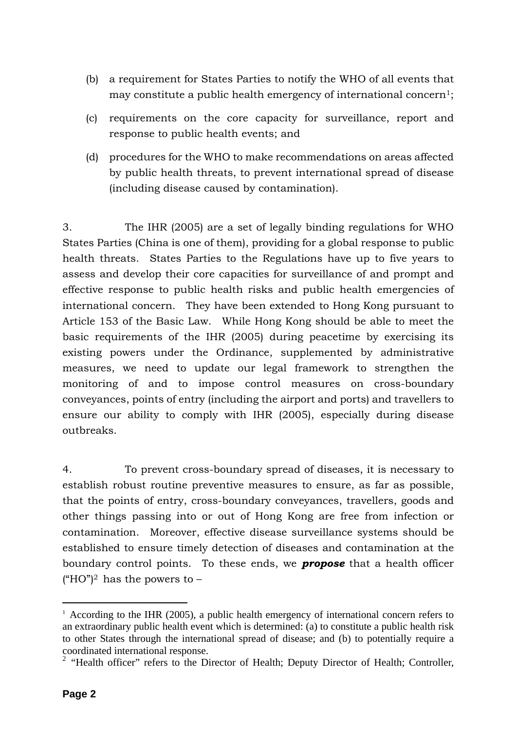(b) a requirement for States Parties to notify the WHO of all events that may constitute a public health emergency of international concern[1];

(c) requirements on the core capacity for surveillance, report and response to public health events; and

(d) procedures for the WHO to make recommendations on areas affected by public health threats, to prevent international spread of disease (including disease caused by contamination).

3. The IHR (2005) are a set of legally binding regulations for WHO States Parties (China is one of them), providing for a global response to public health threats. States Parties to the Regulations have up to five years to assess and develop their core capacities for surveillance of and prompt and effective response to public health risks and public health emergencies of international concern. They have been extended to Hong Kong pursuant to Article 153 of the Basic Law. While Hong Kong should be able to meet the basic requirements of the IHR (2005) during peacetime by exercising its existing powers under the Ordinance, supplemented by administrative measures, we need to update our legal framework to strengthen the monitoring of and to impose control measures on cross-boundary conveyances, points of entry (including the airport and ports) and travellers to ensure our ability to comply with IHR (2005), especially during disease outbreaks.

4. To prevent cross-boundary spread of diseases, it is necessary to establish robust routine preventive measures to ensure, as far as possible, that the points of entry, cross-boundary conveyances, travellers, goods and other things passing into or out of Hong Kong are free from infection or contamination. Moreover, effective disease surveillance systems should be established to ensure timely detection of diseases and contamination at the boundary control points. To these ends, we ***propose*** that a health officer ("HO")[2] has the powers to –

---

[1] According to the IHR (2005), a public health emergency of international concern refers to an extraordinary public health event which is determined: (a) to constitute a public health risk to other States through the international spread of disease; and (b) to potentially require a coordinated international response.

[2] "Health officer" refers to the Director of Health; Deputy Director of Health; Controller,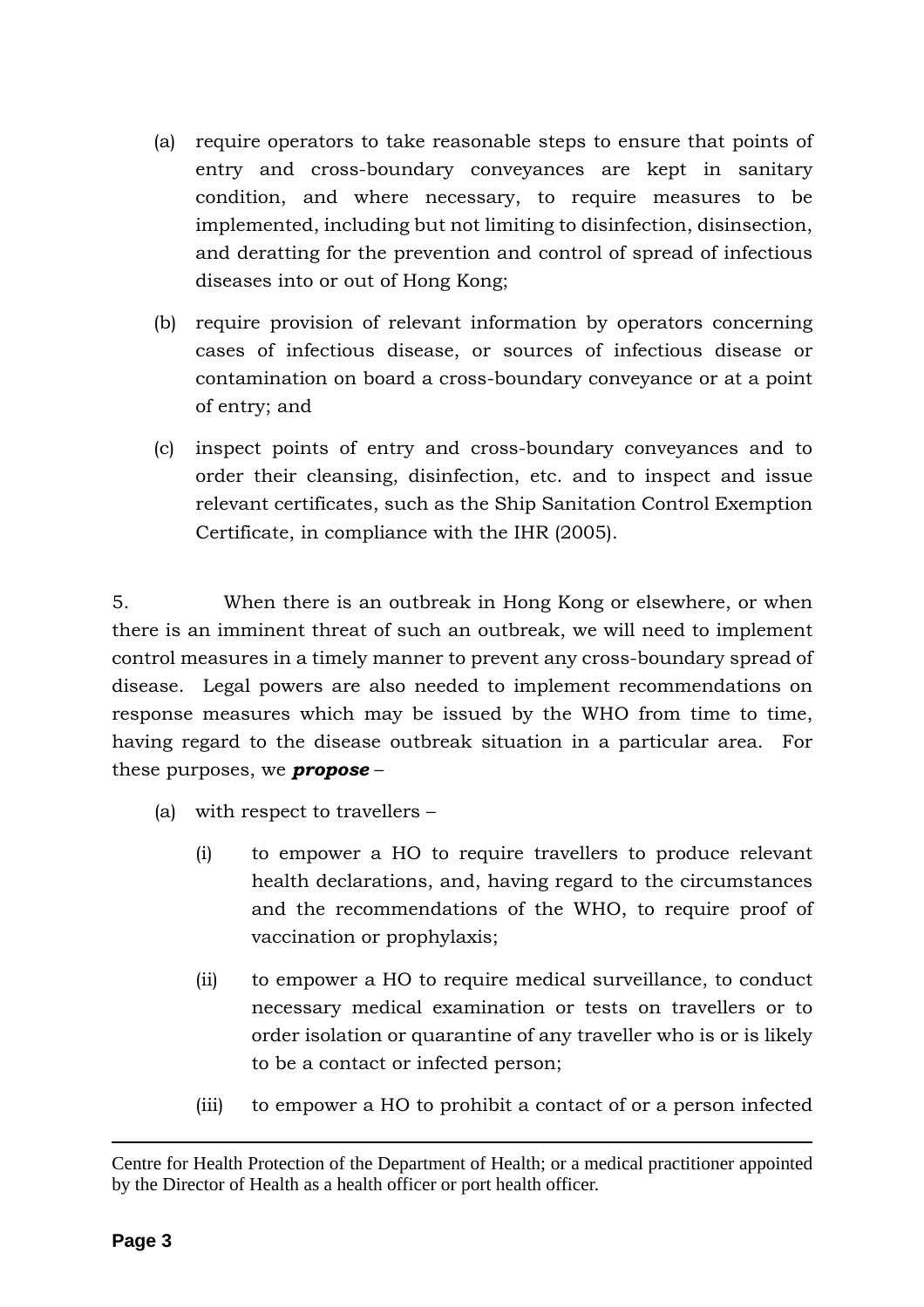(a) require operators to take reasonable steps to ensure that points of entry and cross-boundary conveyances are kept in sanitary condition, and where necessary, to require measures to be implemented, including but not limiting to disinfection, disinsection, and deratting for the prevention and control of spread of infectious diseases into or out of Hong Kong;

(b) require provision of relevant information by operators concerning cases of infectious disease, or sources of infectious disease or contamination on board a cross-boundary conveyance or at a point of entry; and

(c) inspect points of entry and cross-boundary conveyances and to order their cleansing, disinfection, etc. and to inspect and issue relevant certificates, such as the Ship Sanitation Control Exemption Certificate, in compliance with the IHR (2005).

5. When there is an outbreak in Hong Kong or elsewhere, or when there is an imminent threat of such an outbreak, we will need to implement control measures in a timely manner to prevent any cross-boundary spread of disease. Legal powers are also needed to implement recommendations on response measures which may be issued by the WHO from time to time, having regard to the disease outbreak situation in a particular area. For these purposes, we ***propose*** –

(a) with respect to travellers –

(i) to empower a HO to require travellers to produce relevant health declarations, and, having regard to the circumstances and the recommendations of the WHO, to require proof of vaccination or prophylaxis;

(ii) to empower a HO to require medical surveillance, to conduct necessary medical examination or tests on travellers or to order isolation or quarantine of any traveller who is or is likely to be a contact or infected person;

(iii) to empower a HO to prohibit a contact of or a person infected

---

Centre for Health Protection of the Department of Health; or a medical practitioner appointed by the Director of Health as a health officer or port health officer.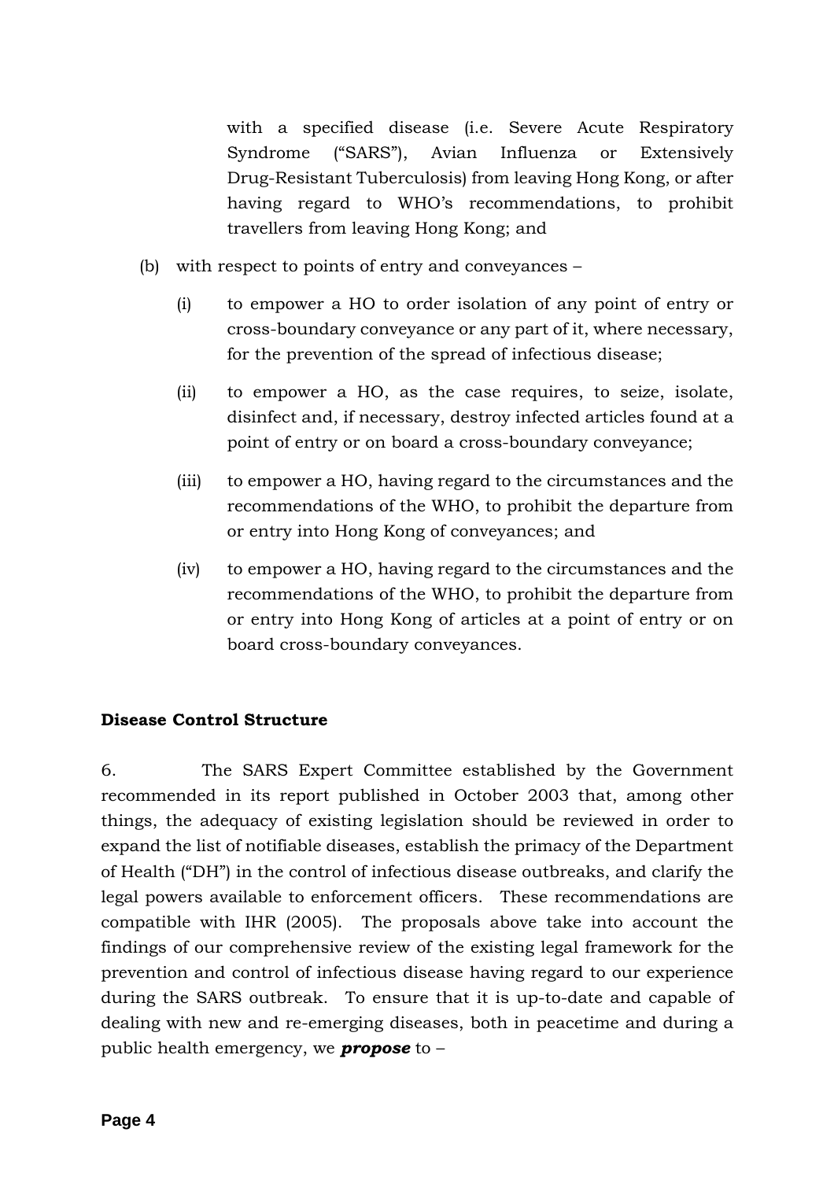with a specified disease (i.e. Severe Acute Respiratory Syndrome ("SARS"), Avian Influenza or Extensively Drug-Resistant Tuberculosis) from leaving Hong Kong, or after having regard to WHO's recommendations, to prohibit travellers from leaving Hong Kong; and

(b) with respect to points of entry and conveyances –

   (i) to empower a HO to order isolation of any point of entry or cross-boundary conveyance or any part of it, where necessary, for the prevention of the spread of infectious disease;

   (ii) to empower a HO, as the case requires, to seize, isolate, disinfect and, if necessary, destroy infected articles found at a point of entry or on board a cross-boundary conveyance;

   (iii) to empower a HO, having regard to the circumstances and the recommendations of the WHO, to prohibit the departure from or entry into Hong Kong of conveyances; and

   (iv) to empower a HO, having regard to the circumstances and the recommendations of the WHO, to prohibit the departure from or entry into Hong Kong of articles at a point of entry or on board cross-boundary conveyances.

**Disease Control Structure**

6. The SARS Expert Committee established by the Government recommended in its report published in October 2003 that, among other things, the adequacy of existing legislation should be reviewed in order to expand the list of notifiable diseases, establish the primacy of the Department of Health ("DH") in the control of infectious disease outbreaks, and clarify the legal powers available to enforcement officers. These recommendations are compatible with IHR (2005). The proposals above take into account the findings of our comprehensive review of the existing legal framework for the prevention and control of infectious disease having regard to our experience during the SARS outbreak. To ensure that it is up-to-date and capable of dealing with new and re-emerging diseases, both in peacetime and during a public health emergency, we ***propose*** to –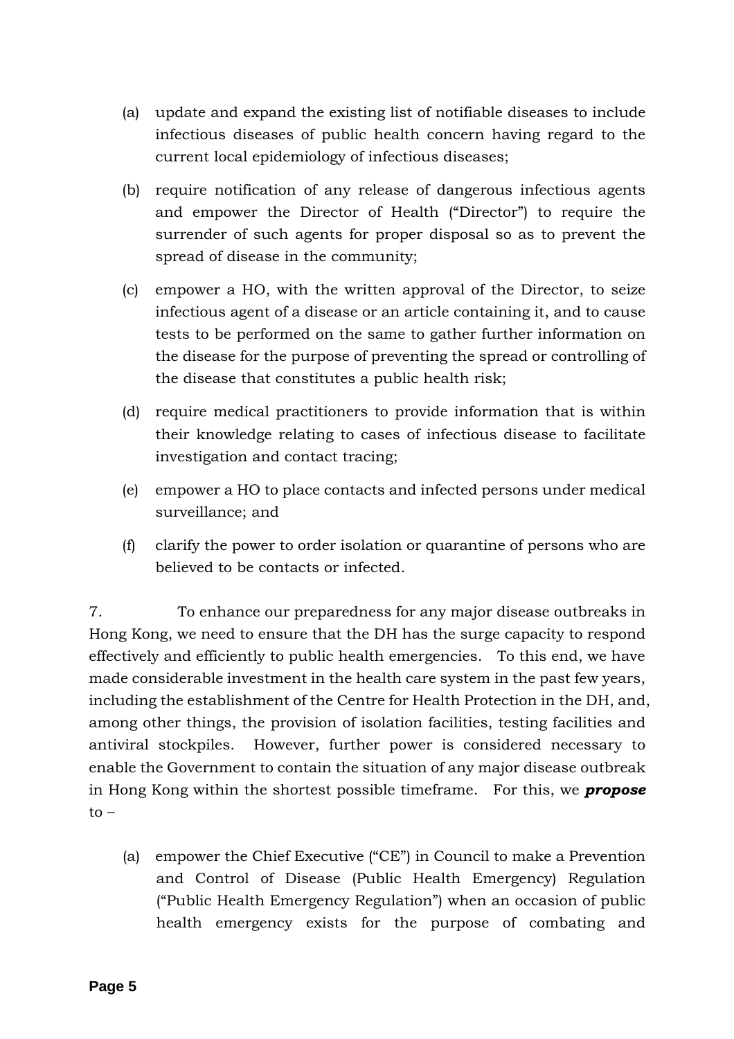(a) update and expand the existing list of notifiable diseases to include infectious diseases of public health concern having regard to the current local epidemiology of infectious diseases;

(b) require notification of any release of dangerous infectious agents and empower the Director of Health ("Director") to require the surrender of such agents for proper disposal so as to prevent the spread of disease in the community;

(c) empower a HO, with the written approval of the Director, to seize infectious agent of a disease or an article containing it, and to cause tests to be performed on the same to gather further information on the disease for the purpose of preventing the spread or controlling of the disease that constitutes a public health risk;

(d) require medical practitioners to provide information that is within their knowledge relating to cases of infectious disease to facilitate investigation and contact tracing;

(e) empower a HO to place contacts and infected persons under medical surveillance; and

(f) clarify the power to order isolation or quarantine of persons who are believed to be contacts or infected.

7. To enhance our preparedness for any major disease outbreaks in Hong Kong, we need to ensure that the DH has the surge capacity to respond effectively and efficiently to public health emergencies. To this end, we have made considerable investment in the health care system in the past few years, including the establishment of the Centre for Health Protection in the DH, and, among other things, the provision of isolation facilities, testing facilities and antiviral stockpiles. However, further power is considered necessary to enable the Government to contain the situation of any major disease outbreak in Hong Kong within the shortest possible timeframe. For this, we ***propose*** to –

(a) empower the Chief Executive ("CE") in Council to make a Prevention and Control of Disease (Public Health Emergency) Regulation ("Public Health Emergency Regulation") when an occasion of public health emergency exists for the purpose of combating and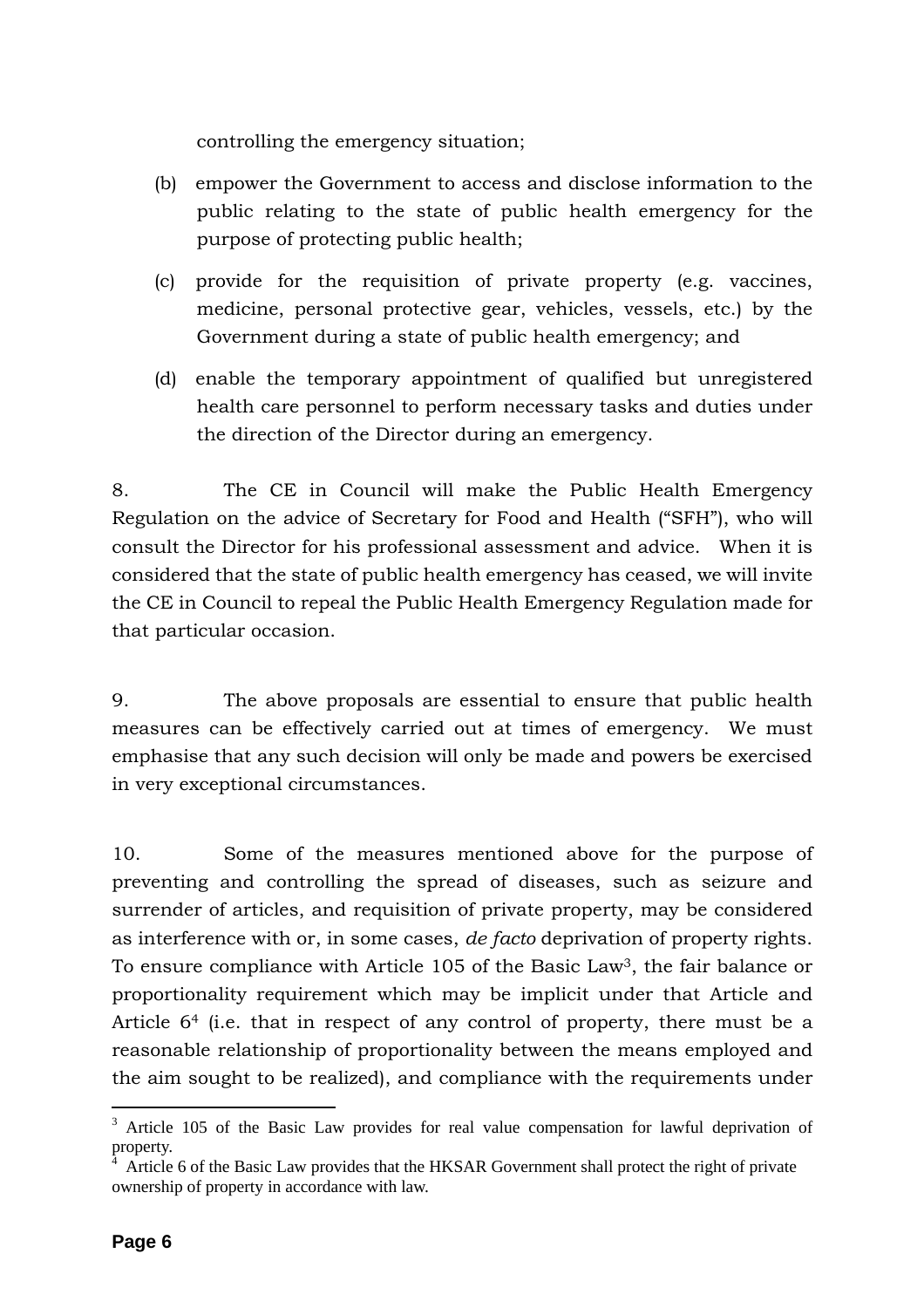controlling the emergency situation;

(b) empower the Government to access and disclose information to the public relating to the state of public health emergency for the purpose of protecting public health;

(c) provide for the requisition of private property (e.g. vaccines, medicine, personal protective gear, vehicles, vessels, etc.) by the Government during a state of public health emergency; and

(d) enable the temporary appointment of qualified but unregistered health care personnel to perform necessary tasks and duties under the direction of the Director during an emergency.

8. The CE in Council will make the Public Health Emergency Regulation on the advice of Secretary for Food and Health ("SFH"), who will consult the Director for his professional assessment and advice. When it is considered that the state of public health emergency has ceased, we will invite the CE in Council to repeal the Public Health Emergency Regulation made for that particular occasion.

9. The above proposals are essential to ensure that public health measures can be effectively carried out at times of emergency. We must emphasise that any such decision will only be made and powers be exercised in very exceptional circumstances.

10. Some of the measures mentioned above for the purpose of preventing and controlling the spread of diseases, such as seizure and surrender of articles, and requisition of private property, may be considered as interference with or, in some cases, *de facto* deprivation of property rights. To ensure compliance with Article 105 of the Basic Law[3], the fair balance or proportionality requirement which may be implicit under that Article and Article 6[4] (i.e. that in respect of any control of property, there must be a reasonable relationship of proportionality between the means employed and the aim sought to be realized), and compliance with the requirements under

---

[3] Article 105 of the Basic Law provides for real value compensation for lawful deprivation of property.

[4] Article 6 of the Basic Law provides that the HKSAR Government shall protect the right of private ownership of property in accordance with law.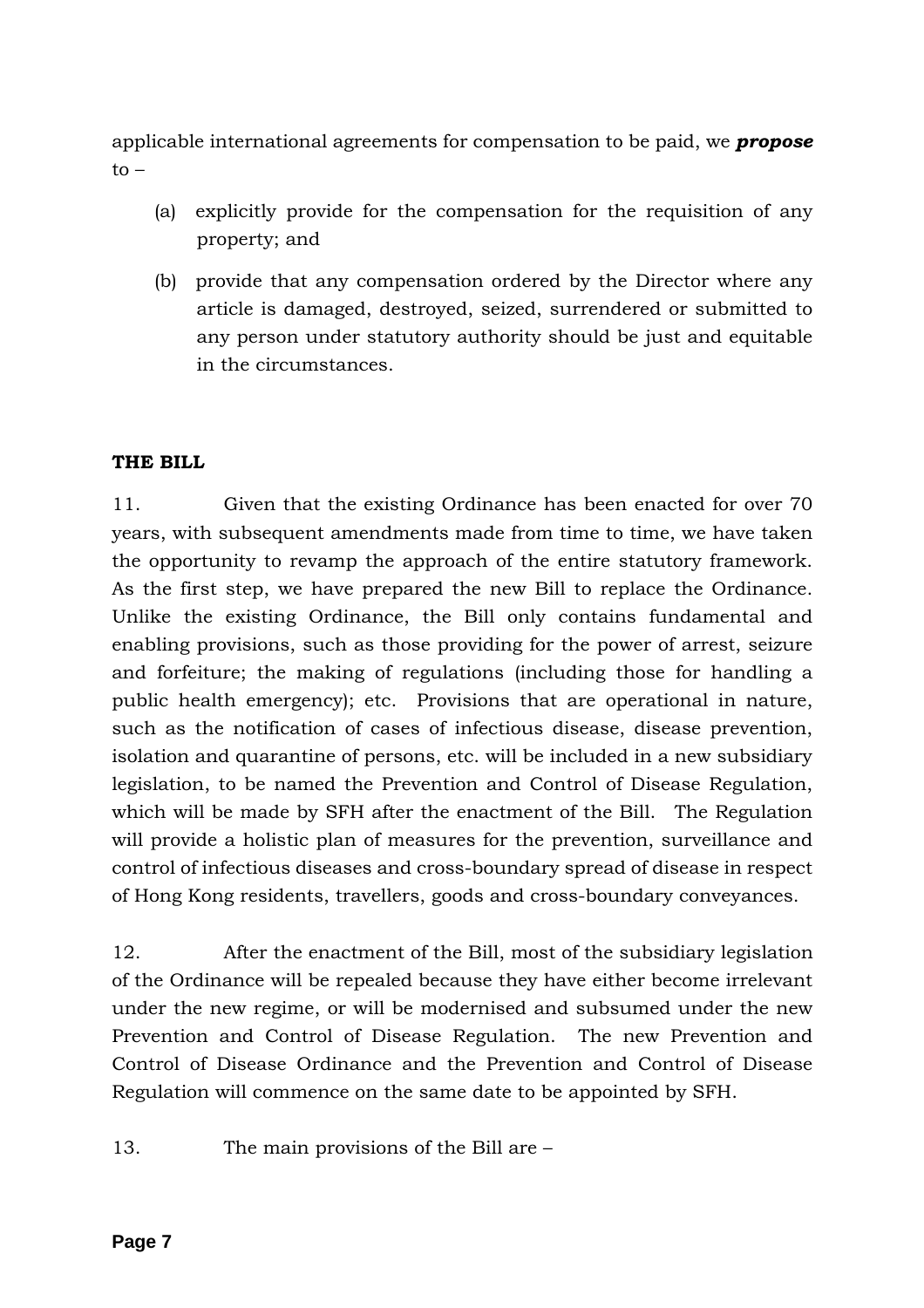applicable international agreements for compensation to be paid, we ***propose*** to –

(a) explicitly provide for the compensation for the requisition of any property; and

(b) provide that any compensation ordered by the Director where any article is damaged, destroyed, seized, surrendered or submitted to any person under statutory authority should be just and equitable in the circumstances.

**THE BILL**

11. Given that the existing Ordinance has been enacted for over 70 years, with subsequent amendments made from time to time, we have taken the opportunity to revamp the approach of the entire statutory framework. As the first step, we have prepared the new Bill to replace the Ordinance. Unlike the existing Ordinance, the Bill only contains fundamental and enabling provisions, such as those providing for the power of arrest, seizure and forfeiture; the making of regulations (including those for handling a public health emergency); etc. Provisions that are operational in nature, such as the notification of cases of infectious disease, disease prevention, isolation and quarantine of persons, etc. will be included in a new subsidiary legislation, to be named the Prevention and Control of Disease Regulation, which will be made by SFH after the enactment of the Bill. The Regulation will provide a holistic plan of measures for the prevention, surveillance and control of infectious diseases and cross-boundary spread of disease in respect of Hong Kong residents, travellers, goods and cross-boundary conveyances.

12. After the enactment of the Bill, most of the subsidiary legislation of the Ordinance will be repealed because they have either become irrelevant under the new regime, or will be modernised and subsumed under the new Prevention and Control of Disease Regulation. The new Prevention and Control of Disease Ordinance and the Prevention and Control of Disease Regulation will commence on the same date to be appointed by SFH.

13. The main provisions of the Bill are –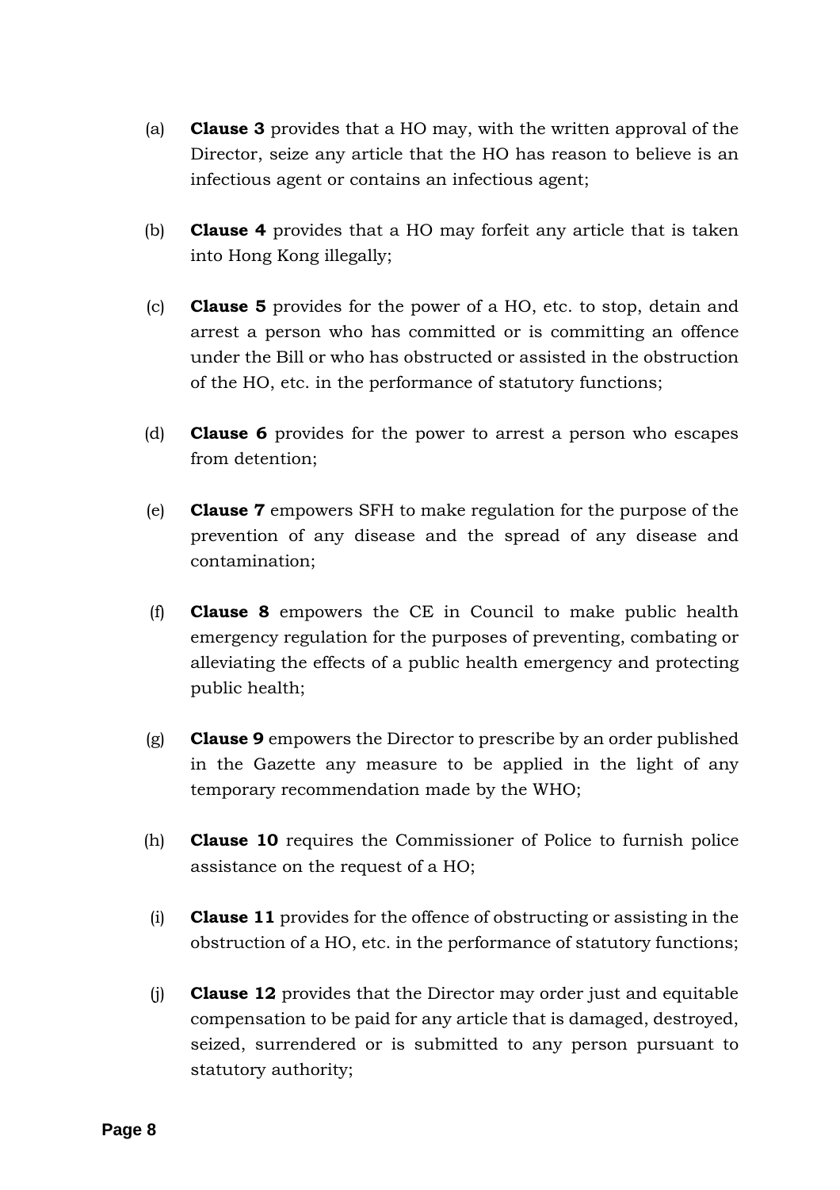(a) **Clause 3** provides that a HO may, with the written approval of the Director, seize any article that the HO has reason to believe is an infectious agent or contains an infectious agent;

(b) **Clause 4** provides that a HO may forfeit any article that is taken into Hong Kong illegally;

(c) **Clause 5** provides for the power of a HO, etc. to stop, detain and arrest a person who has committed or is committing an offence under the Bill or who has obstructed or assisted in the obstruction of the HO, etc. in the performance of statutory functions;

(d) **Clause 6** provides for the power to arrest a person who escapes from detention;

(e) **Clause 7** empowers SFH to make regulation for the purpose of the prevention of any disease and the spread of any disease and contamination;

(f) **Clause 8** empowers the CE in Council to make public health emergency regulation for the purposes of preventing, combating or alleviating the effects of a public health emergency and protecting public health;

(g) **Clause 9** empowers the Director to prescribe by an order published in the Gazette any measure to be applied in the light of any temporary recommendation made by the WHO;

(h) **Clause 10** requires the Commissioner of Police to furnish police assistance on the request of a HO;

(i) **Clause 11** provides for the offence of obstructing or assisting in the obstruction of a HO, etc. in the performance of statutory functions;

(j) **Clause 12** provides that the Director may order just and equitable compensation to be paid for any article that is damaged, destroyed, seized, surrendered or is submitted to any person pursuant to statutory authority;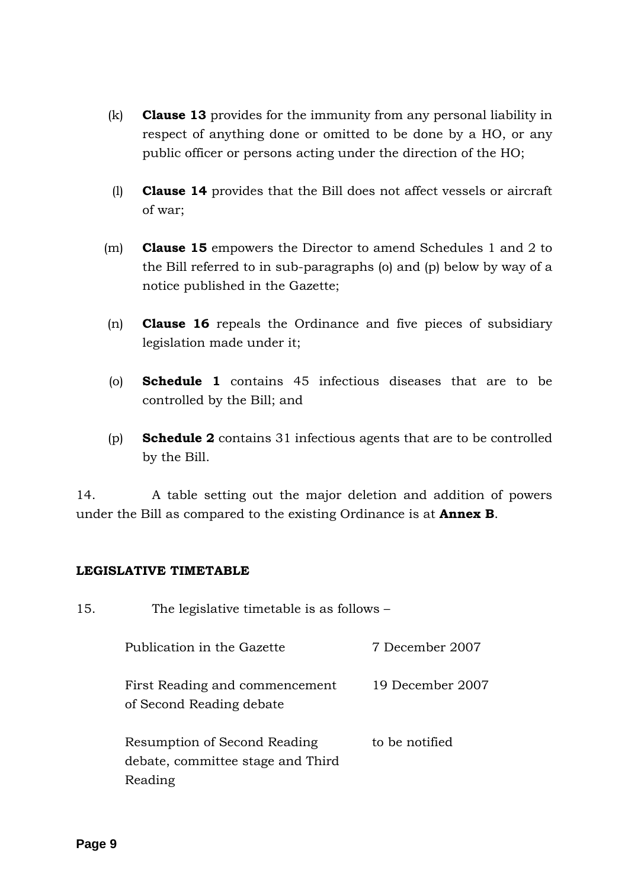(k) **Clause 13** provides for the immunity from any personal liability in respect of anything done or omitted to be done by a HO, or any public officer or persons acting under the direction of the HO;

(l) **Clause 14** provides that the Bill does not affect vessels or aircraft of war;

(m) **Clause 15** empowers the Director to amend Schedules 1 and 2 to the Bill referred to in sub-paragraphs (o) and (p) below by way of a notice published in the Gazette;

(n) **Clause 16** repeals the Ordinance and five pieces of subsidiary legislation made under it;

(o) **Schedule 1** contains 45 infectious diseases that are to be controlled by the Bill; and

(p) **Schedule 2** contains 31 infectious agents that are to be controlled by the Bill.

14. A table setting out the major deletion and addition of powers under the Bill as compared to the existing Ordinance is at **Annex B**.

## LEGISLATIVE TIMETABLE

15. The legislative timetable is as follows –

| | |
|---|---|
| Publication in the Gazette | 7 December 2007 |
| First Reading and commencement of Second Reading debate | 19 December 2007 |
| Resumption of Second Reading debate, committee stage and Third Reading | to be notified |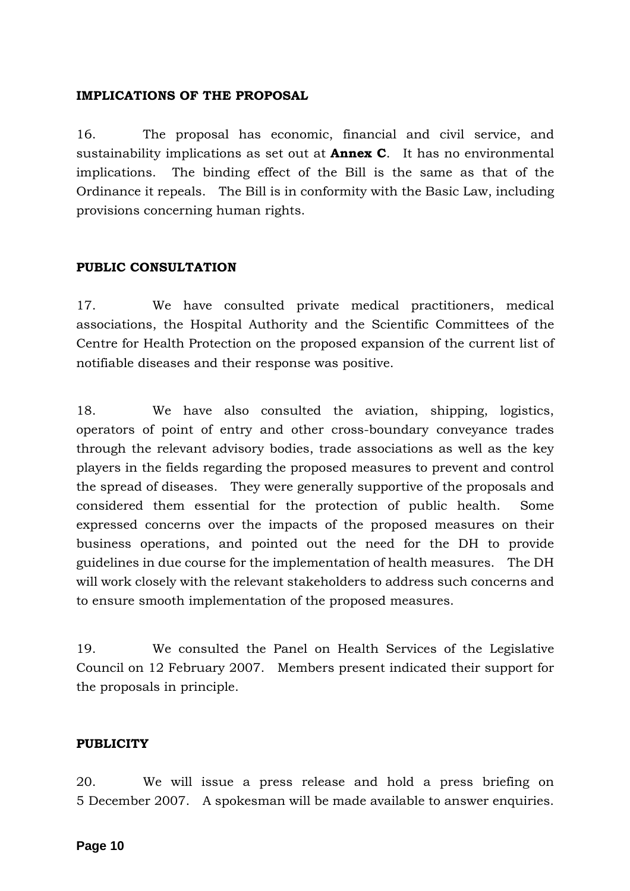**IMPLICATIONS OF THE PROPOSAL**

16. The proposal has economic, financial and civil service, and sustainability implications as set out at **Annex C**. It has no environmental implications. The binding effect of the Bill is the same as that of the Ordinance it repeals. The Bill is in conformity with the Basic Law, including provisions concerning human rights.

**PUBLIC CONSULTATION**

17. We have consulted private medical practitioners, medical associations, the Hospital Authority and the Scientific Committees of the Centre for Health Protection on the proposed expansion of the current list of notifiable diseases and their response was positive.

18. We have also consulted the aviation, shipping, logistics, operators of point of entry and other cross-boundary conveyance trades through the relevant advisory bodies, trade associations as well as the key players in the fields regarding the proposed measures to prevent and control the spread of diseases. They were generally supportive of the proposals and considered them essential for the protection of public health. Some expressed concerns over the impacts of the proposed measures on their business operations, and pointed out the need for the DH to provide guidelines in due course for the implementation of health measures. The DH will work closely with the relevant stakeholders to address such concerns and to ensure smooth implementation of the proposed measures.

19. We consulted the Panel on Health Services of the Legislative Council on 12 February 2007. Members present indicated their support for the proposals in principle.

**PUBLICITY**

20. We will issue a press release and hold a press briefing on 5 December 2007. A spokesman will be made available to answer enquiries.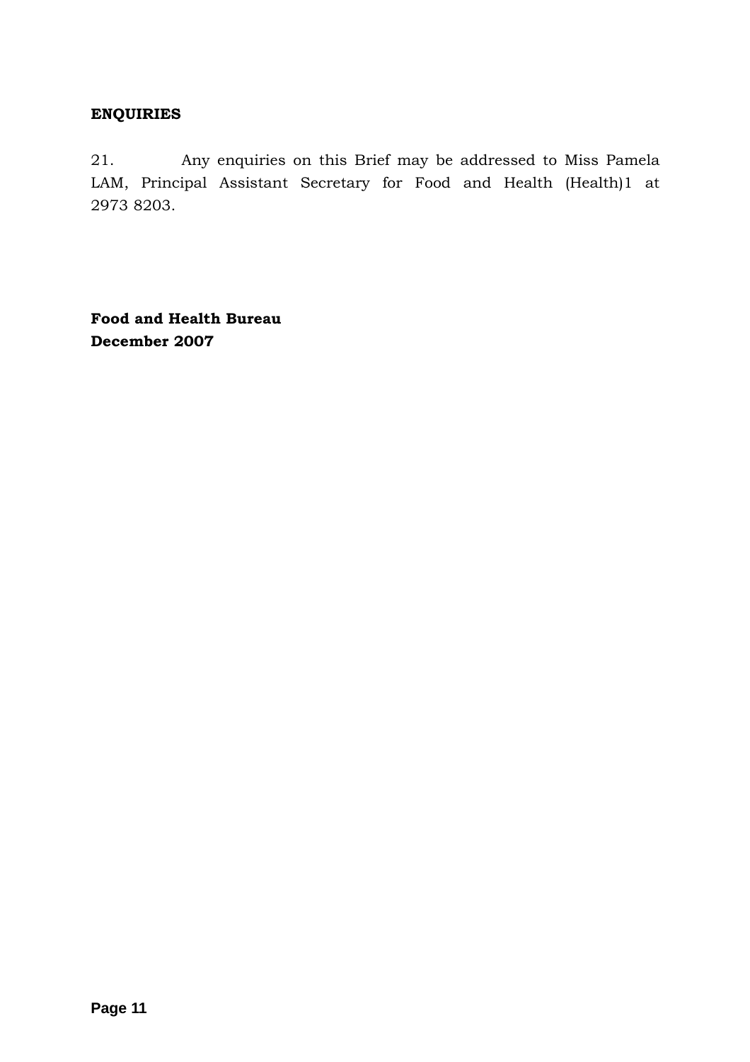**ENQUIRIES**

21. Any enquiries on this Brief may be addressed to Miss Pamela LAM, Principal Assistant Secretary for Food and Health (Health)1 at 2973 8203.

**Food and Health Bureau**
**December 2007**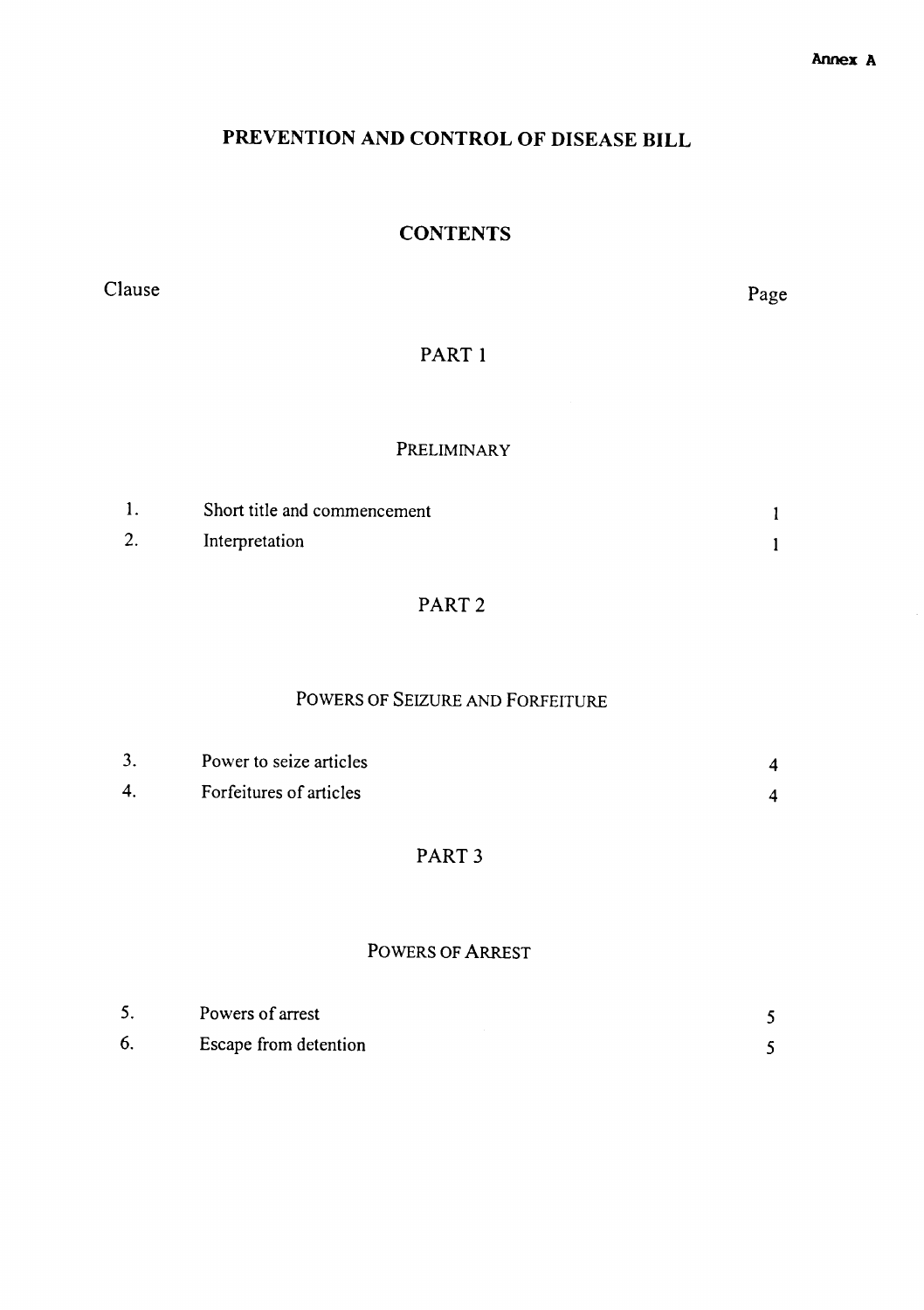Annex A

# PREVENTION AND CONTROL OF DISEASE BILL

## CONTENTS

| Clause | | Page |
|---|---|---|
| | **PART 1** | |
| | **PRELIMINARY** | |
| 1. | Short title and commencement | 1 |
| 2. | Interpretation | 1 |
| | **PART 2** | |
| | **POWERS OF SEIZURE AND FORFEITURE** | |
| 3. | Power to seize articles | 4 |
| 4. | Forfeitures of articles | 4 |
| | **PART 3** | |
| | **POWERS OF ARREST** | |
| 5. | Powers of arrest | 5 |
| 6. | Escape from detention | 5 |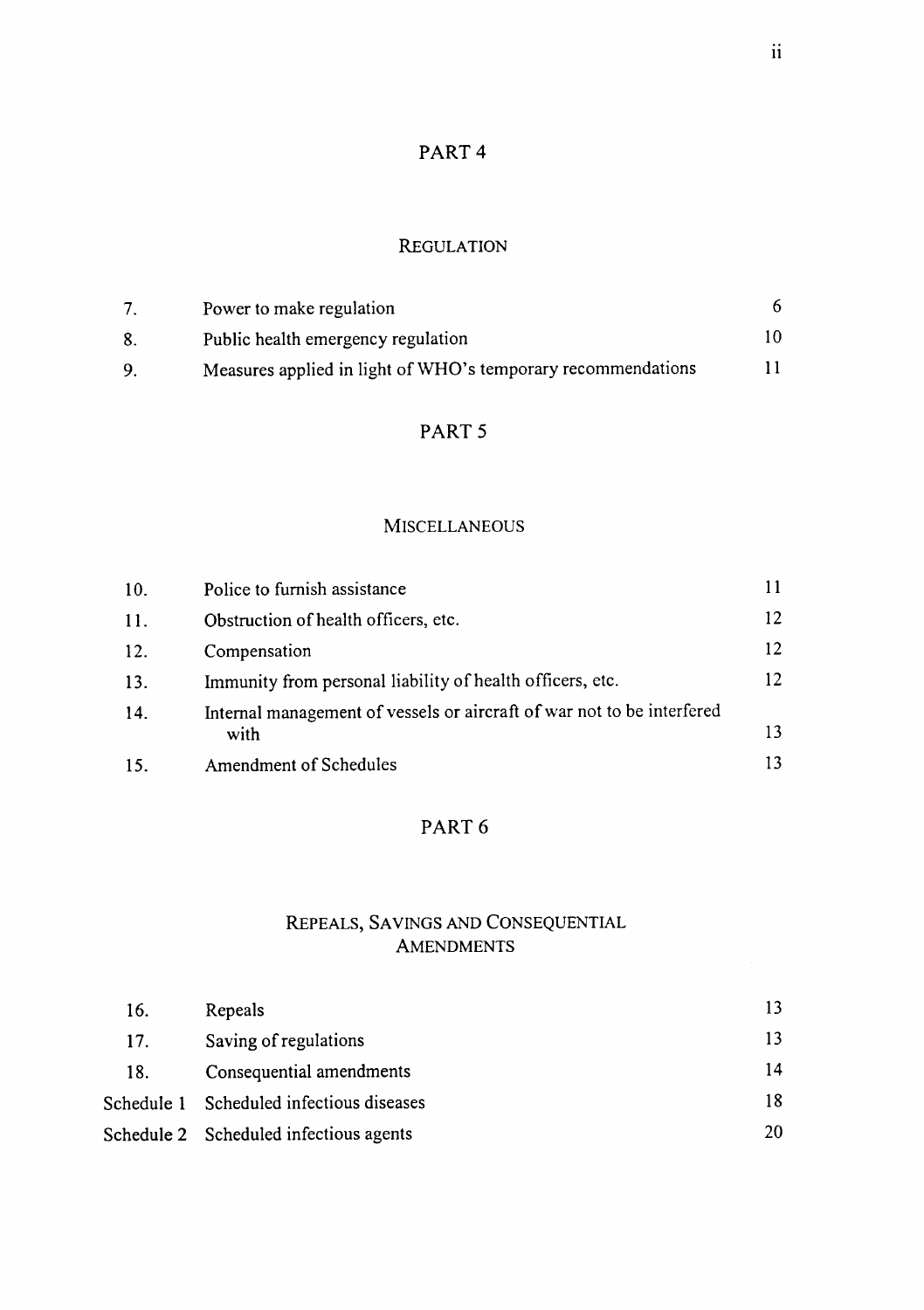## PART 4

### REGULATION

| | | |
|---|---|---|
| 7. | Power to make regulation | 6 |
| 8. | Public health emergency regulation | 10 |
| 9. | Measures applied in light of WHO's temporary recommendations | 11 |

## PART 5

### MISCELLANEOUS

| | | |
|---|---|---|
| 10. | Police to furnish assistance | 11 |
| 11. | Obstruction of health officers, etc. | 12 |
| 12. | Compensation | 12 |
| 13. | Immunity from personal liability of health officers, etc. | 12 |
| 14. | Internal management of vessels or aircraft of war not to be interfered with | 13 |
| 15. | Amendment of Schedules | 13 |

## PART 6

### REPEALS, SAVINGS AND CONSEQUENTIAL AMENDMENTS

| | | |
|---|---|---|
| 16. | Repeals | 13 |
| 17. | Saving of regulations | 13 |
| 18. | Consequential amendments | 14 |
| Schedule 1 | Scheduled infectious diseases | 18 |
| Schedule 2 | Scheduled infectious agents | 20 |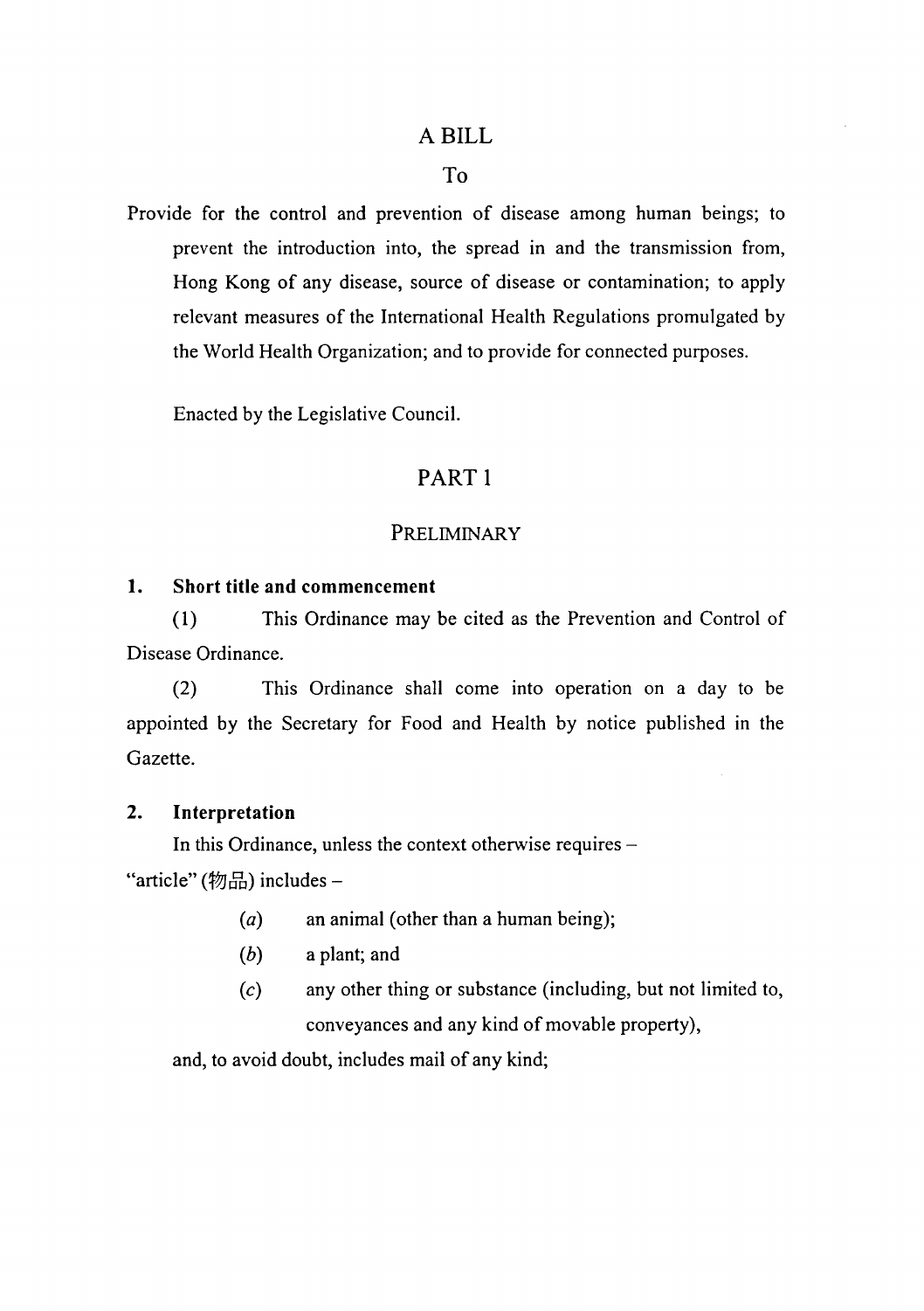# A BILL

## To

Provide for the control and prevention of disease among human beings; to prevent the introduction into, the spread in and the transmission from, Hong Kong of any disease, source of disease or contamination; to apply relevant measures of the International Health Regulations promulgated by the World Health Organization; and to provide for connected purposes.

Enacted by the Legislative Council.

## PART 1

### PRELIMINARY

**1. Short title and commencement**

(1) This Ordinance may be cited as the Prevention and Control of Disease Ordinance.

(2) This Ordinance shall come into operation on a day to be appointed by the Secretary for Food and Health by notice published in the Gazette.

**2. Interpretation**

In this Ordinance, unless the context otherwise requires –

"article" (物品) includes –

(*a*) an animal (other than a human being);

(*b*) a plant; and

(*c*) any other thing or substance (including, but not limited to, conveyances and any kind of movable property),

and, to avoid doubt, includes mail of any kind;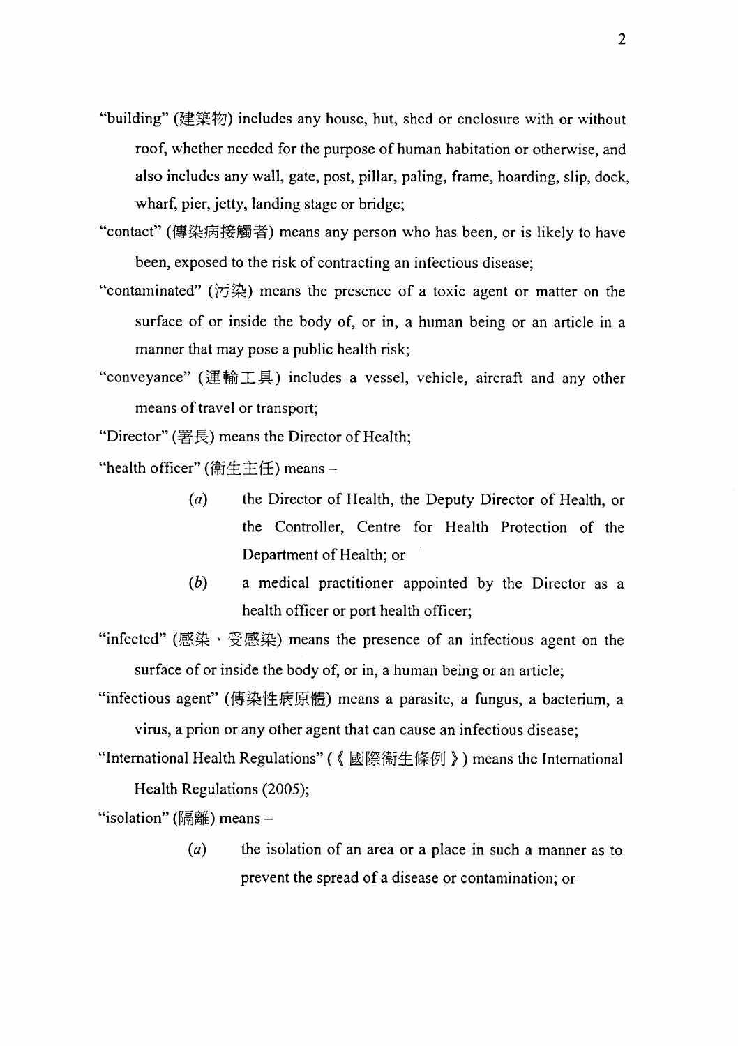"building" (建築物) includes any house, hut, shed or enclosure with or without roof, whether needed for the purpose of human habitation or otherwise, and also includes any wall, gate, post, pillar, paling, frame, hoarding, slip, dock, wharf, pier, jetty, landing stage or bridge;

"contact" (傳染病接觸者) means any person who has been, or is likely to have been, exposed to the risk of contracting an infectious disease;

"contaminated" (污染) means the presence of a toxic agent or matter on the surface of or inside the body of, or in, a human being or an article in a manner that may pose a public health risk;

"conveyance" (運輸工具) includes a vessel, vehicle, aircraft and any other means of travel or transport;

"Director" (署長) means the Director of Health;

"health officer" (衞生主任) means –

(*a*) the Director of Health, the Deputy Director of Health, or the Controller, Centre for Health Protection of the Department of Health; or

(*b*) a medical practitioner appointed by the Director as a health officer or port health officer;

"infected" (感染、受感染) means the presence of an infectious agent on the surface of or inside the body of, or in, a human being or an article;

"infectious agent" (傳染性病原體) means a parasite, a fungus, a bacterium, a virus, a prion or any other agent that can cause an infectious disease;

"International Health Regulations" (《國際衞生條例》) means the International Health Regulations (2005);

"isolation" (隔離) means –

(*a*) the isolation of an area or a place in such a manner as to prevent the spread of a disease or contamination; or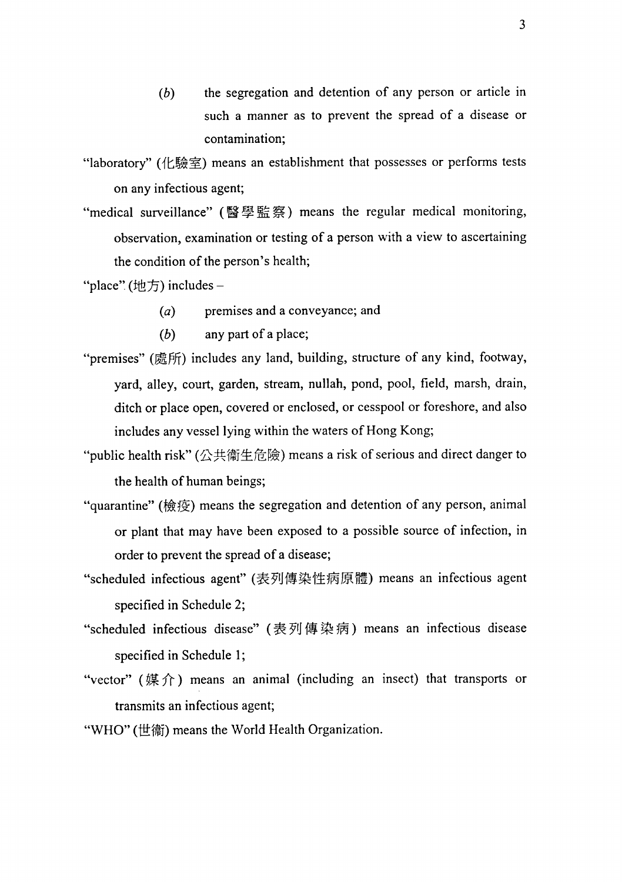(*b*) the segregation and detention of any person or article in such a manner as to prevent the spread of a disease or contamination;

"laboratory" (化驗室) means an establishment that possesses or performs tests on any infectious agent;

"medical surveillance" (醫學監察) means the regular medical monitoring, observation, examination or testing of a person with a view to ascertaining the condition of the person's health;

"place" (地方) includes –

(*a*) premises and a conveyance; and

(*b*) any part of a place;

"premises" (處所) includes any land, building, structure of any kind, footway, yard, alley, court, garden, stream, nullah, pond, pool, field, marsh, drain, ditch or place open, covered or enclosed, or cesspool or foreshore, and also includes any vessel lying within the waters of Hong Kong;

"public health risk" (公共衞生危險) means a risk of serious and direct danger to the health of human beings;

"quarantine" (檢疫) means the segregation and detention of any person, animal or plant that may have been exposed to a possible source of infection, in order to prevent the spread of a disease;

"scheduled infectious agent" (表列傳染性病原體) means an infectious agent specified in Schedule 2;

"scheduled infectious disease" (表列傳染病) means an infectious disease specified in Schedule 1;

"vector" (媒介) means an animal (including an insect) that transports or transmits an infectious agent;

"WHO" (世衞) means the World Health Organization.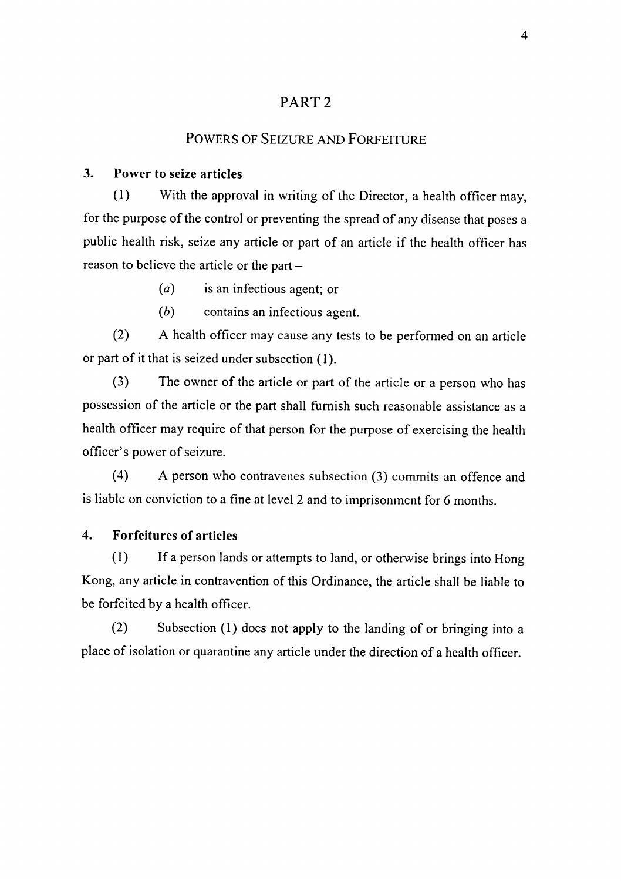# PART 2

## POWERS OF SEIZURE AND FORFEITURE

### 3. Power to seize articles

(1) With the approval in writing of the Director, a health officer may, for the purpose of the control or preventing the spread of any disease that poses a public health risk, seize any article or part of an article if the health officer has reason to believe the article or the part –

(*a*) is an infectious agent; or

(*b*) contains an infectious agent.

(2) A health officer may cause any tests to be performed on an article or part of it that is seized under subsection (1).

(3) The owner of the article or part of the article or a person who has possession of the article or the part shall furnish such reasonable assistance as a health officer may require of that person for the purpose of exercising the health officer's power of seizure.

(4) A person who contravenes subsection (3) commits an offence and is liable on conviction to a fine at level 2 and to imprisonment for 6 months.

### 4. Forfeitures of articles

(1) If a person lands or attempts to land, or otherwise brings into Hong Kong, any article in contravention of this Ordinance, the article shall be liable to be forfeited by a health officer.

(2) Subsection (1) does not apply to the landing of or bringing into a place of isolation or quarantine any article under the direction of a health officer.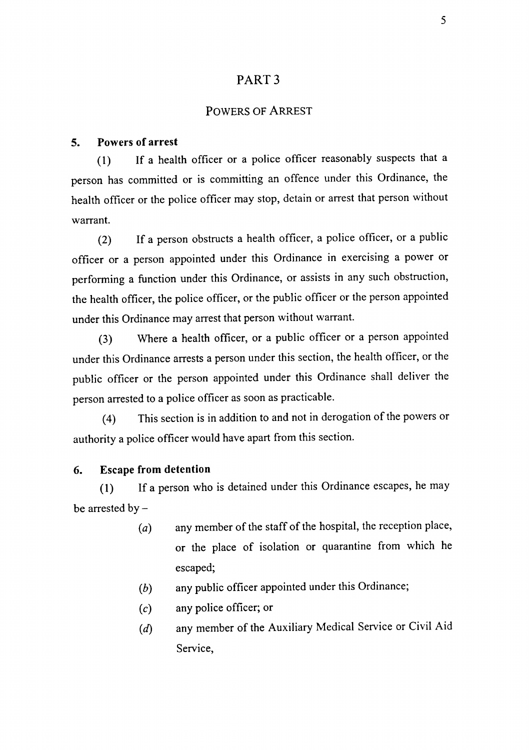# PART 3

## POWERS OF ARREST

### 5. Powers of arrest

(1) If a health officer or a police officer reasonably suspects that a person has committed or is committing an offence under this Ordinance, the health officer or the police officer may stop, detain or arrest that person without warrant.

(2) If a person obstructs a health officer, a police officer, or a public officer or a person appointed under this Ordinance in exercising a power or performing a function under this Ordinance, or assists in any such obstruction, the health officer, the police officer, or the public officer or the person appointed under this Ordinance may arrest that person without warrant.

(3) Where a health officer, or a public officer or a person appointed under this Ordinance arrests a person under this section, the health officer, or the public officer or the person appointed under this Ordinance shall deliver the person arrested to a police officer as soon as practicable.

(4) This section is in addition to and not in derogation of the powers or authority a police officer would have apart from this section.

### 6. Escape from detention

(1) If a person who is detained under this Ordinance escapes, he may be arrested by –

- (*a*) any member of the staff of the hospital, the reception place, or the place of isolation or quarantine from which he escaped;
- (*b*) any public officer appointed under this Ordinance;
- (*c*) any police officer; or
- (*d*) any member of the Auxiliary Medical Service or Civil Aid Service,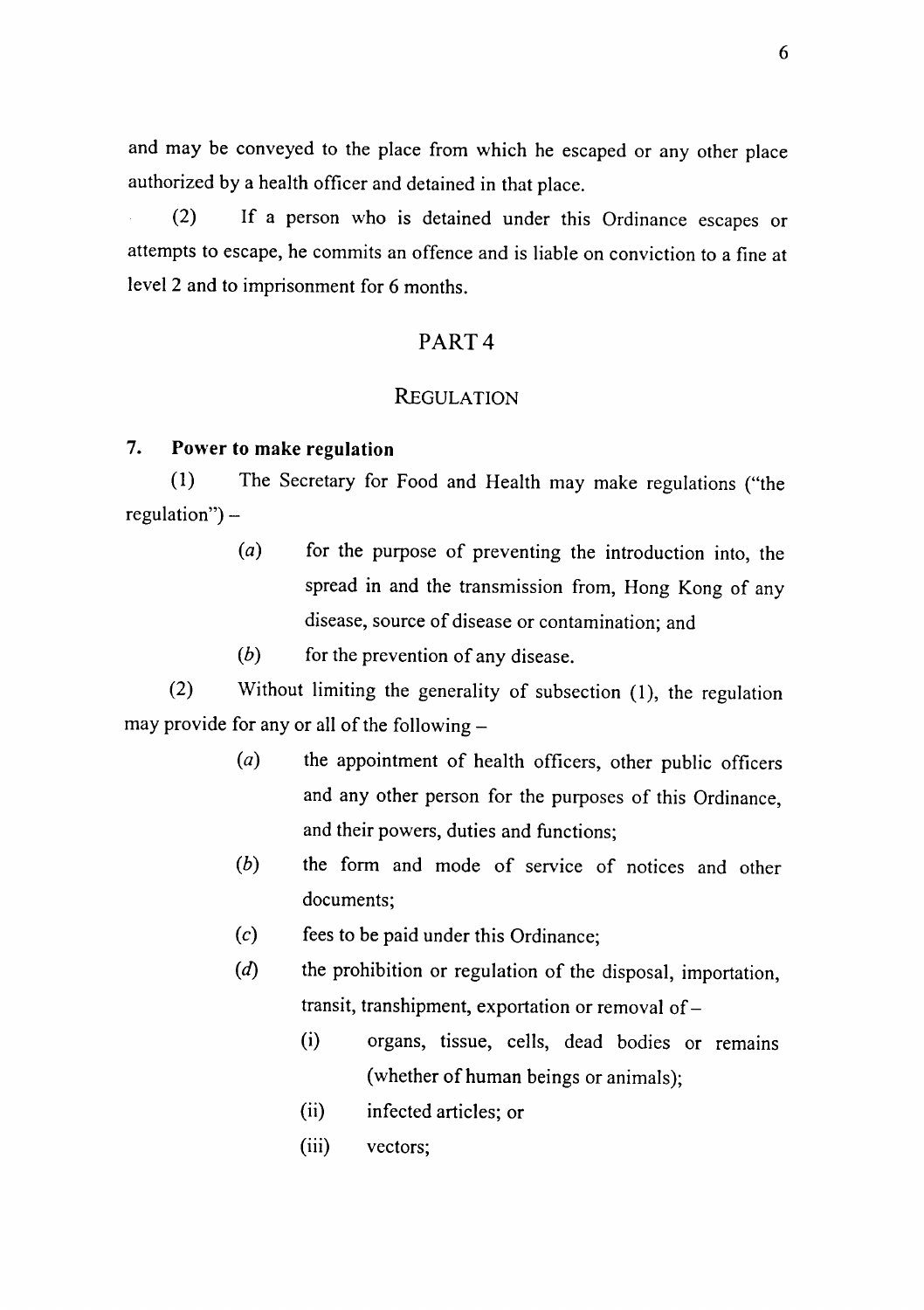and may be conveyed to the place from which he escaped or any other place authorized by a health officer and detained in that place.

(2) If a person who is detained under this Ordinance escapes or attempts to escape, he commits an offence and is liable on conviction to a fine at level 2 and to imprisonment for 6 months.

## PART 4

## REGULATION

### 7. Power to make regulation

(1) The Secretary for Food and Health may make regulations ("the regulation") –

- (*a*) for the purpose of preventing the introduction into, the spread in and the transmission from, Hong Kong of any disease, source of disease or contamination; and
- (*b*) for the prevention of any disease.

(2) Without limiting the generality of subsection (1), the regulation may provide for any or all of the following –

- (*a*) the appointment of health officers, other public officers and any other person for the purposes of this Ordinance, and their powers, duties and functions;
- (*b*) the form and mode of service of notices and other documents;
- (*c*) fees to be paid under this Ordinance;
- (*d*) the prohibition or regulation of the disposal, importation, transit, transhipment, exportation or removal of –
  - (i) organs, tissue, cells, dead bodies or remains (whether of human beings or animals);
  - (ii) infected articles; or
  - (iii) vectors;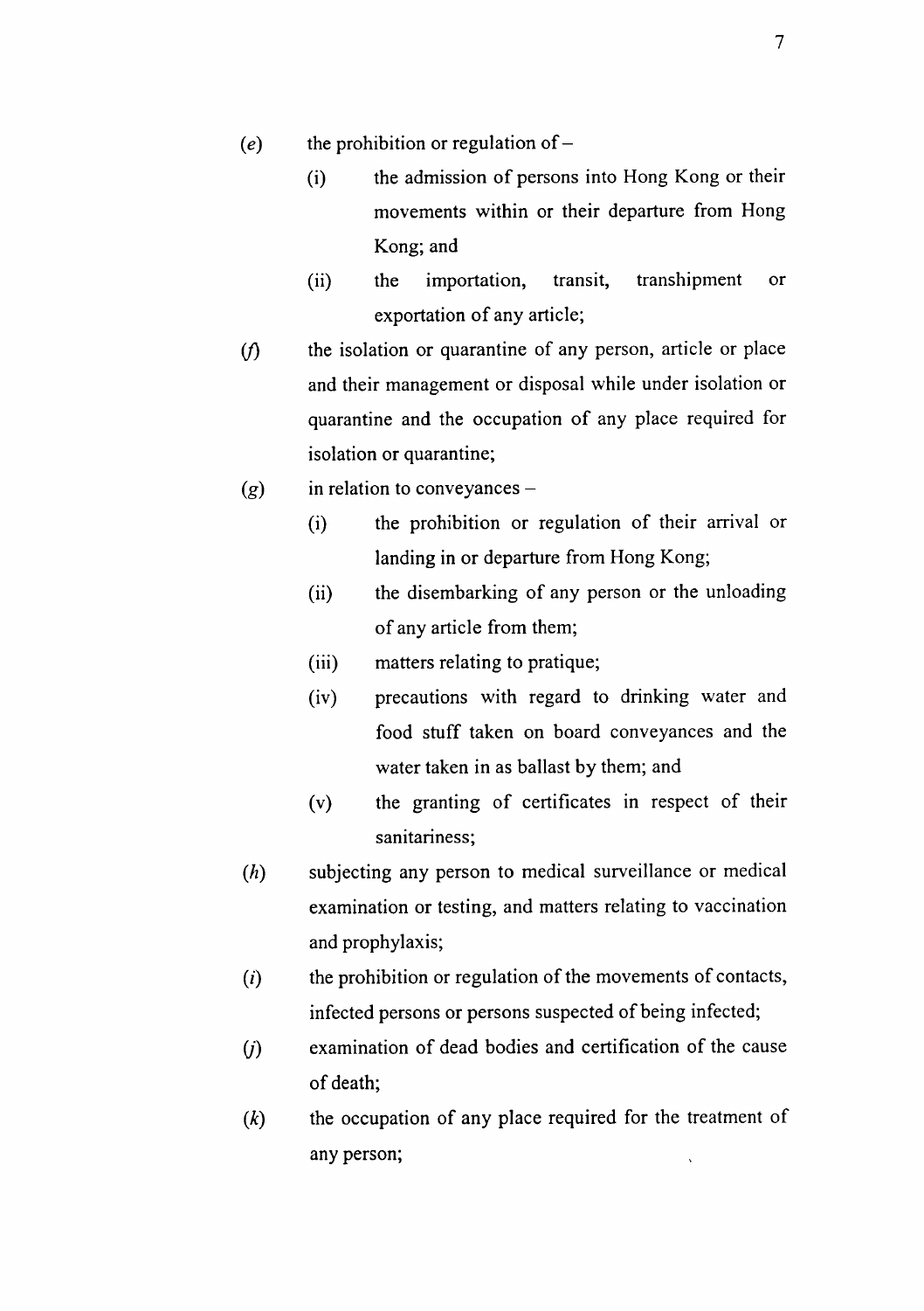(*e*) the prohibition or regulation of –

  (i) the admission of persons into Hong Kong or their movements within or their departure from Hong Kong; and

  (ii) the importation, transit, transhipment or exportation of any article;

(*f*) the isolation or quarantine of any person, article or place and their management or disposal while under isolation or quarantine and the occupation of any place required for isolation or quarantine;

(*g*) in relation to conveyances –

  (i) the prohibition or regulation of their arrival or landing in or departure from Hong Kong;

  (ii) the disembarking of any person or the unloading of any article from them;

  (iii) matters relating to pratique;

  (iv) precautions with regard to drinking water and food stuff taken on board conveyances and the water taken in as ballast by them; and

  (v) the granting of certificates in respect of their sanitariness;

(*h*) subjecting any person to medical surveillance or medical examination or testing, and matters relating to vaccination and prophylaxis;

(*i*) the prohibition or regulation of the movements of contacts, infected persons or persons suspected of being infected;

(*j*) examination of dead bodies and certification of the cause of death;

(*k*) the occupation of any place required for the treatment of any person;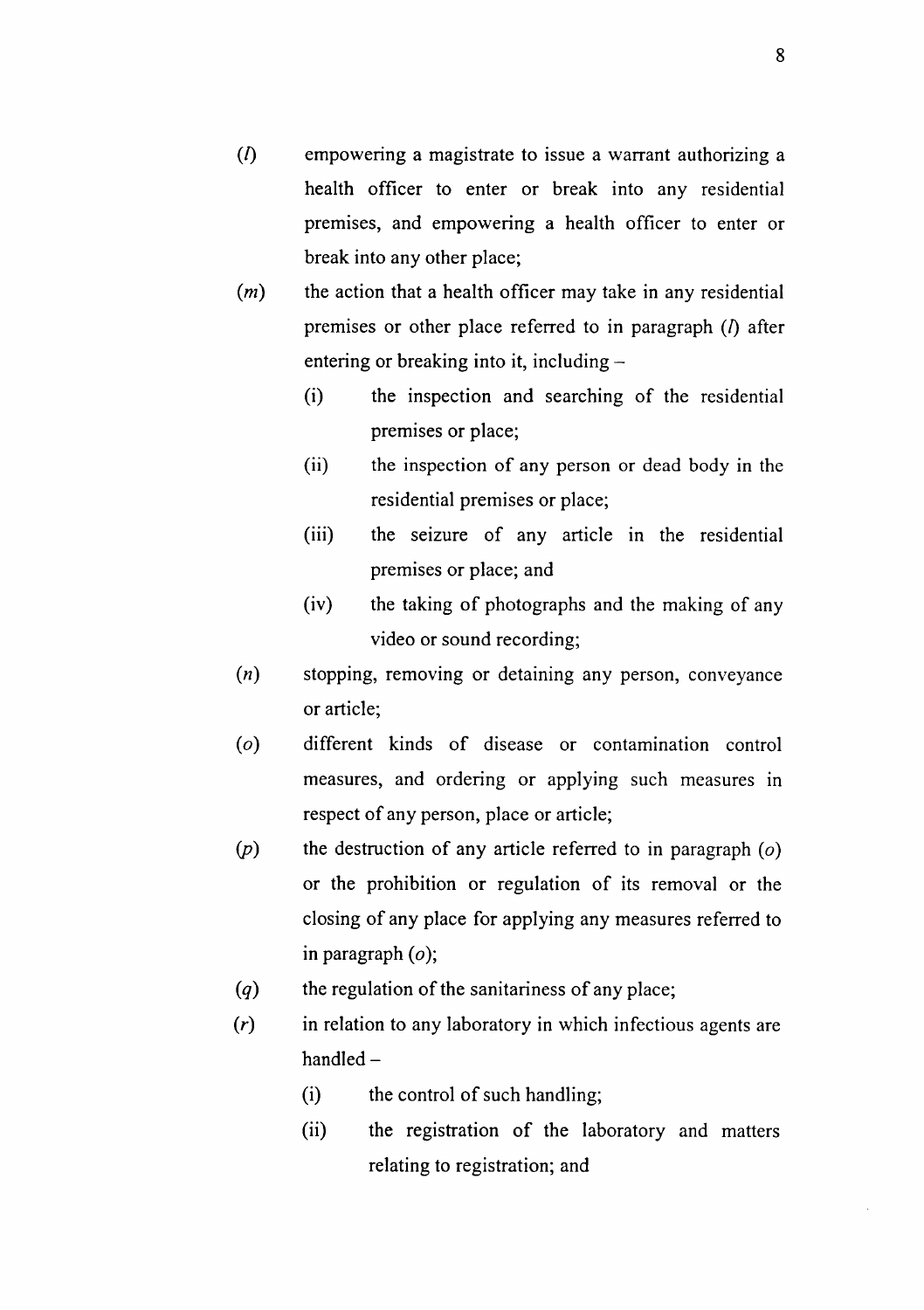(*l*) empowering a magistrate to issue a warrant authorizing a health officer to enter or break into any residential premises, and empowering a health officer to enter or break into any other place;

(*m*) the action that a health officer may take in any residential premises or other place referred to in paragraph (*l*) after entering or breaking into it, including –

  (i) the inspection and searching of the residential premises or place;

  (ii) the inspection of any person or dead body in the residential premises or place;

  (iii) the seizure of any article in the residential premises or place; and

  (iv) the taking of photographs and the making of any video or sound recording;

(*n*) stopping, removing or detaining any person, conveyance or article;

(*o*) different kinds of disease or contamination control measures, and ordering or applying such measures in respect of any person, place or article;

(*p*) the destruction of any article referred to in paragraph (*o*) or the prohibition or regulation of its removal or the closing of any place for applying any measures referred to in paragraph (*o*);

(*q*) the regulation of the sanitariness of any place;

(*r*) in relation to any laboratory in which infectious agents are handled –

  (i) the control of such handling;

  (ii) the registration of the laboratory and matters relating to registration; and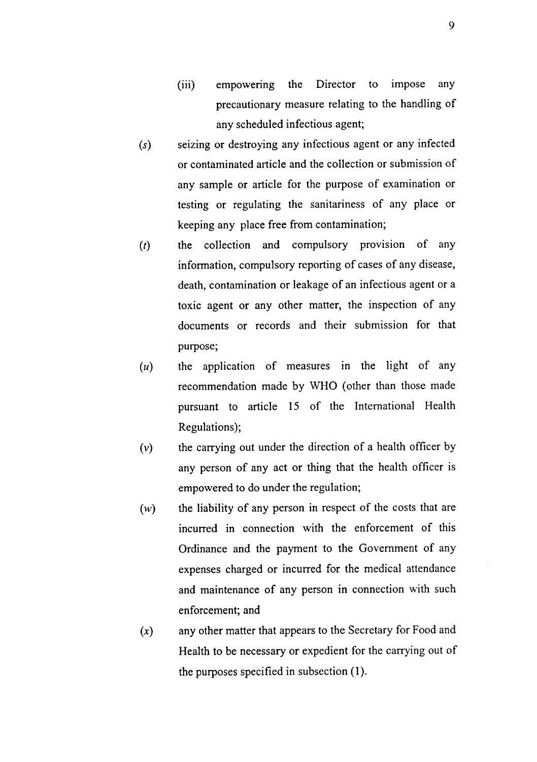(iii) empowering the Director to impose any precautionary measure relating to the handling of any scheduled infectious agent;

(*s*) seizing or destroying any infectious agent or any infected or contaminated article and the collection or submission of any sample or article for the purpose of examination or testing or regulating the sanitariness of any place or keeping any place free from contamination;

(*t*) the collection and compulsory provision of any information, compulsory reporting of cases of any disease, death, contamination or leakage of an infectious agent or a toxic agent or any other matter, the inspection of any documents or records and their submission for that purpose;

(*u*) the application of measures in the light of any recommendation made by WHO (other than those made pursuant to article 15 of the International Health Regulations);

(*v*) the carrying out under the direction of a health officer by any person of any act or thing that the health officer is empowered to do under the regulation;

(*w*) the liability of any person in respect of the costs that are incurred in connection with the enforcement of this Ordinance and the payment to the Government of any expenses charged or incurred for the medical attendance and maintenance of any person in connection with such enforcement; and

(*x*) any other matter that appears to the Secretary for Food and Health to be necessary or expedient for the carrying out of the purposes specified in subsection (1).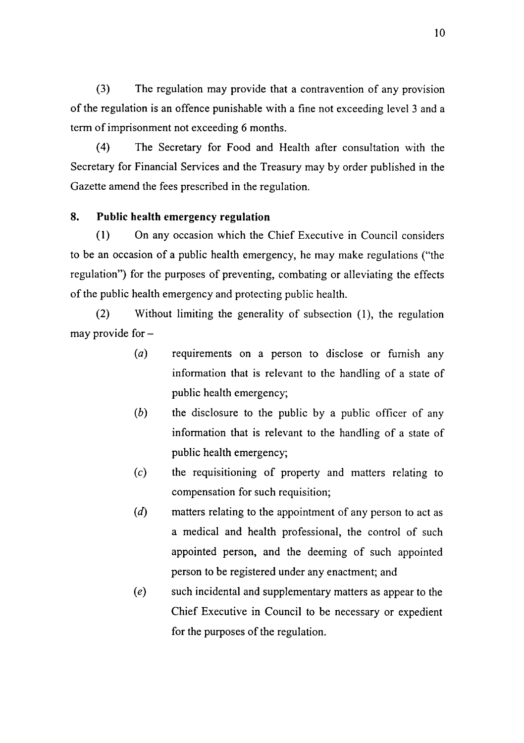(3) The regulation may provide that a contravention of any provision of the regulation is an offence punishable with a fine not exceeding level 3 and a term of imprisonment not exceeding 6 months.

(4) The Secretary for Food and Health after consultation with the Secretary for Financial Services and the Treasury may by order published in the Gazette amend the fees prescribed in the regulation.

**8. Public health emergency regulation**

(1) On any occasion which the Chief Executive in Council considers to be an occasion of a public health emergency, he may make regulations ("the regulation") for the purposes of preventing, combating or alleviating the effects of the public health emergency and protecting public health.

(2) Without limiting the generality of subsection (1), the regulation may provide for –

- *(a)* requirements on a person to disclose or furnish any information that is relevant to the handling of a state of public health emergency;
- *(b)* the disclosure to the public by a public officer of any information that is relevant to the handling of a state of public health emergency;
- *(c)* the requisitioning of property and matters relating to compensation for such requisition;
- *(d)* matters relating to the appointment of any person to act as a medical and health professional, the control of such appointed person, and the deeming of such appointed person to be registered under any enactment; and
- *(e)* such incidental and supplementary matters as appear to the Chief Executive in Council to be necessary or expedient for the purposes of the regulation.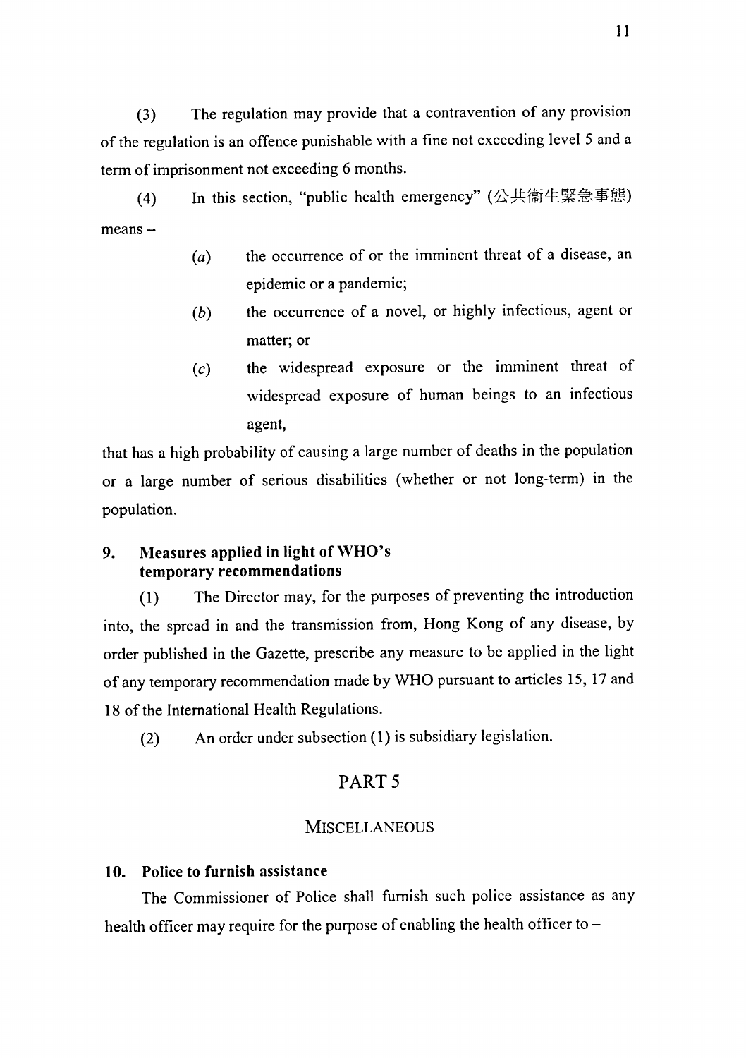(3) The regulation may provide that a contravention of any provision of the regulation is an offence punishable with a fine not exceeding level 5 and a term of imprisonment not exceeding 6 months.

(4) In this section, "public health emergency" (公共衞生緊急事態) means –

- *(a)* the occurrence of or the imminent threat of a disease, an epidemic or a pandemic;
- *(b)* the occurrence of a novel, or highly infectious, agent or matter; or
- *(c)* the widespread exposure or the imminent threat of widespread exposure of human beings to an infectious agent,

that has a high probability of causing a large number of deaths in the population or a large number of serious disabilities (whether or not long-term) in the population.

### 9. Measures applied in light of WHO's temporary recommendations

(1) The Director may, for the purposes of preventing the introduction into, the spread in and the transmission from, Hong Kong of any disease, by order published in the Gazette, prescribe any measure to be applied in the light of any temporary recommendation made by WHO pursuant to articles 15, 17 and 18 of the International Health Regulations.

(2) An order under subsection (1) is subsidiary legislation.

## PART 5

## MISCELLANEOUS

### 10. Police to furnish assistance

The Commissioner of Police shall furnish such police assistance as any health officer may require for the purpose of enabling the health officer to –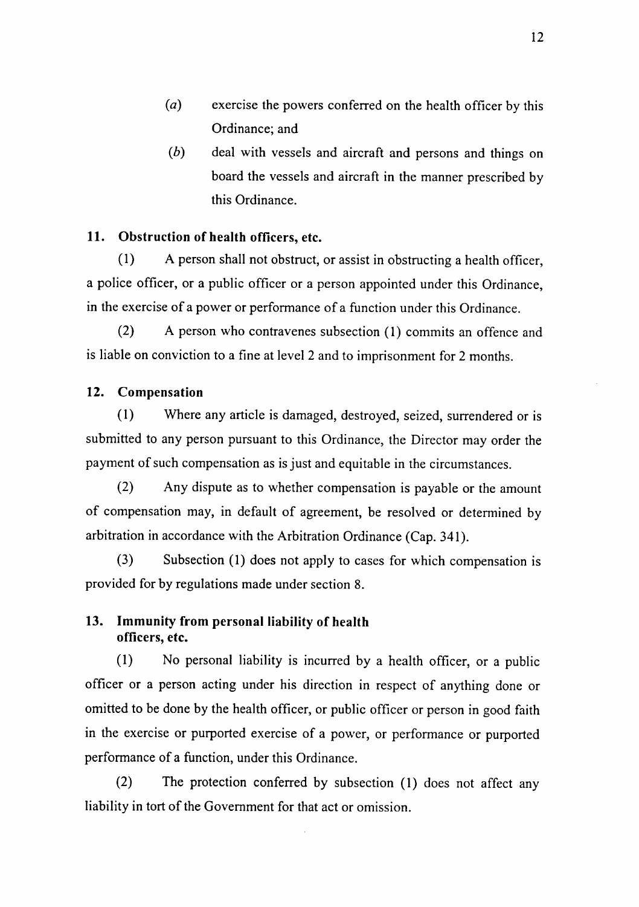(*a*) exercise the powers conferred on the health officer by this Ordinance; and

(*b*) deal with vessels and aircraft and persons and things on board the vessels and aircraft in the manner prescribed by this Ordinance.

### 11. Obstruction of health officers, etc.

(1) A person shall not obstruct, or assist in obstructing a health officer, a police officer, or a public officer or a person appointed under this Ordinance, in the exercise of a power or performance of a function under this Ordinance.

(2) A person who contravenes subsection (1) commits an offence and is liable on conviction to a fine at level 2 and to imprisonment for 2 months.

### 12. Compensation

(1) Where any article is damaged, destroyed, seized, surrendered or is submitted to any person pursuant to this Ordinance, the Director may order the payment of such compensation as is just and equitable in the circumstances.

(2) Any dispute as to whether compensation is payable or the amount of compensation may, in default of agreement, be resolved or determined by arbitration in accordance with the Arbitration Ordinance (Cap. 341).

(3) Subsection (1) does not apply to cases for which compensation is provided for by regulations made under section 8.

### 13. Immunity from personal liability of health officers, etc.

(1) No personal liability is incurred by a health officer, or a public officer or a person acting under his direction in respect of anything done or omitted to be done by the health officer, or public officer or person in good faith in the exercise or purported exercise of a power, or performance or purported performance of a function, under this Ordinance.

(2) The protection conferred by subsection (1) does not affect any liability in tort of the Government for that act or omission.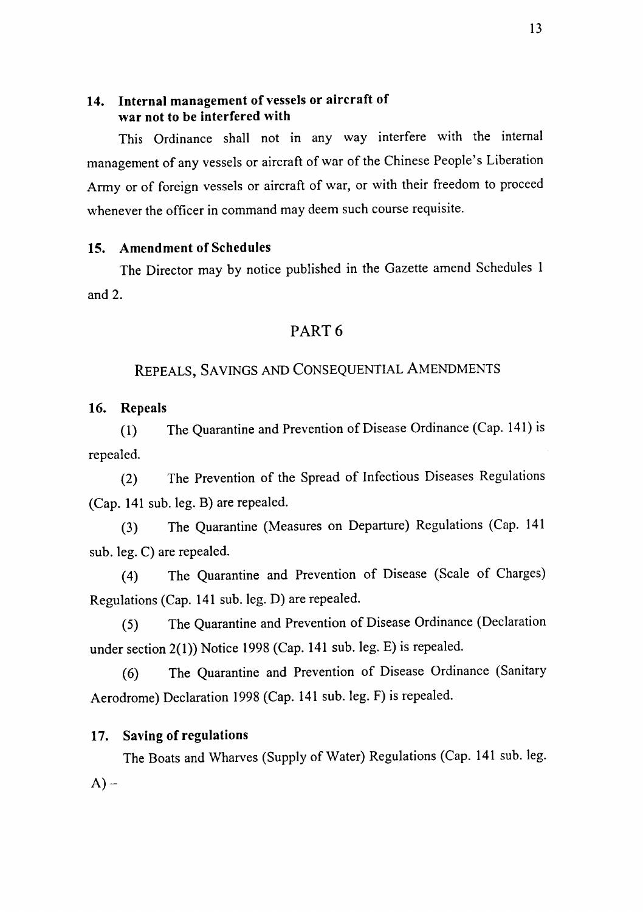### 14. Internal management of vessels or aircraft of war not to be interfered with

This Ordinance shall not in any way interfere with the internal management of any vessels or aircraft of war of the Chinese People's Liberation Army or of foreign vessels or aircraft of war, or with their freedom to proceed whenever the officer in command may deem such course requisite.

### 15. Amendment of Schedules

The Director may by notice published in the Gazette amend Schedules 1 and 2.

## PART 6

## REPEALS, SAVINGS AND CONSEQUENTIAL AMENDMENTS

### 16. Repeals

(1) The Quarantine and Prevention of Disease Ordinance (Cap. 141) is repealed.

(2) The Prevention of the Spread of Infectious Diseases Regulations (Cap. 141 sub. leg. B) are repealed.

(3) The Quarantine (Measures on Departure) Regulations (Cap. 141 sub. leg. C) are repealed.

(4) The Quarantine and Prevention of Disease (Scale of Charges) Regulations (Cap. 141 sub. leg. D) are repealed.

(5) The Quarantine and Prevention of Disease Ordinance (Declaration under section 2(1)) Notice 1998 (Cap. 141 sub. leg. E) is repealed.

(6) The Quarantine and Prevention of Disease Ordinance (Sanitary Aerodrome) Declaration 1998 (Cap. 141 sub. leg. F) is repealed.

### 17. Saving of regulations

The Boats and Wharves (Supply of Water) Regulations (Cap. 141 sub. leg. A) –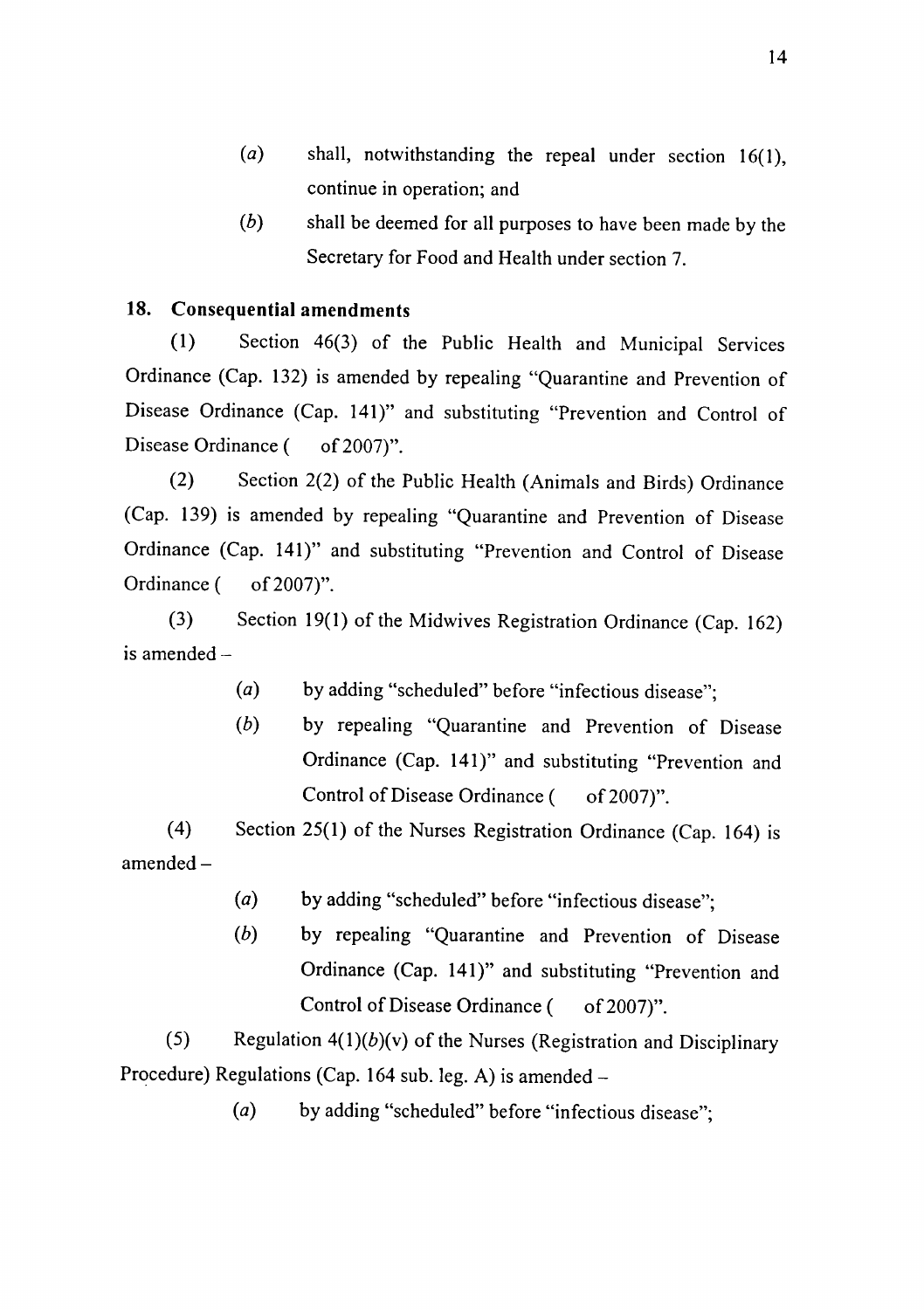(*a*) shall, notwithstanding the repeal under section 16(1), continue in operation; and

(*b*) shall be deemed for all purposes to have been made by the Secretary for Food and Health under section 7.

**18. Consequential amendments**

(1) Section 46(3) of the Public Health and Municipal Services Ordinance (Cap. 132) is amended by repealing "Quarantine and Prevention of Disease Ordinance (Cap. 141)" and substituting "Prevention and Control of Disease Ordinance (   of 2007)".

(2) Section 2(2) of the Public Health (Animals and Birds) Ordinance (Cap. 139) is amended by repealing "Quarantine and Prevention of Disease Ordinance (Cap. 141)" and substituting "Prevention and Control of Disease Ordinance (   of 2007)".

(3) Section 19(1) of the Midwives Registration Ordinance (Cap. 162) is amended –

(*a*) by adding "scheduled" before "infectious disease";

(*b*) by repealing "Quarantine and Prevention of Disease Ordinance (Cap. 141)" and substituting "Prevention and Control of Disease Ordinance (   of 2007)".

(4) Section 25(1) of the Nurses Registration Ordinance (Cap. 164) is amended –

(*a*) by adding "scheduled" before "infectious disease";

(*b*) by repealing "Quarantine and Prevention of Disease Ordinance (Cap. 141)" and substituting "Prevention and Control of Disease Ordinance (   of 2007)".

(5) Regulation 4(1)(*b*)(v) of the Nurses (Registration and Disciplinary Procedure) Regulations (Cap. 164 sub. leg. A) is amended –

(*a*) by adding "scheduled" before "infectious disease";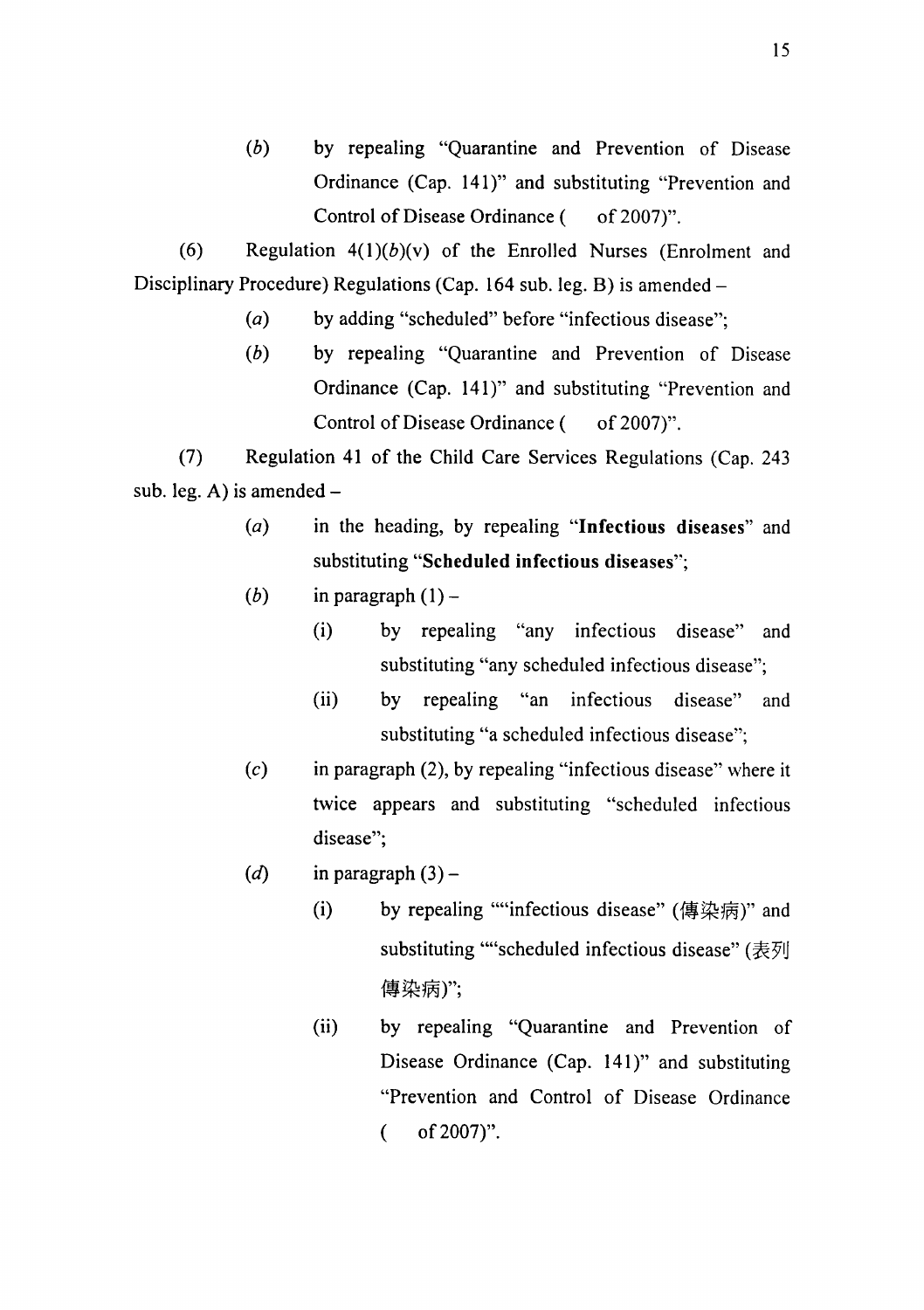(*b*) by repealing "Quarantine and Prevention of Disease Ordinance (Cap. 141)" and substituting "Prevention and Control of Disease Ordinance (    of 2007)".

(6) Regulation 4(1)(*b*)(v) of the Enrolled Nurses (Enrolment and Disciplinary Procedure) Regulations (Cap. 164 sub. leg. B) is amended –

(*a*) by adding "scheduled" before "infectious disease";

(*b*) by repealing "Quarantine and Prevention of Disease Ordinance (Cap. 141)" and substituting "Prevention and Control of Disease Ordinance (    of 2007)".

(7) Regulation 41 of the Child Care Services Regulations (Cap. 243 sub. leg. A) is amended –

(*a*) in the heading, by repealing "**Infectious diseases**" and substituting "**Scheduled infectious diseases**";

(*b*) in paragraph (1) –

(i) by repealing "any infectious disease" and substituting "any scheduled infectious disease";

(ii) by repealing "an infectious disease" and substituting "a scheduled infectious disease";

(*c*) in paragraph (2), by repealing "infectious disease" where it twice appears and substituting "scheduled infectious disease";

(*d*) in paragraph (3) –

(i) by repealing ""infectious disease" (傳染病)" and substituting ""scheduled infectious disease" (表列傳染病)";

(ii) by repealing "Quarantine and Prevention of Disease Ordinance (Cap. 141)" and substituting "Prevention and Control of Disease Ordinance (    of 2007)".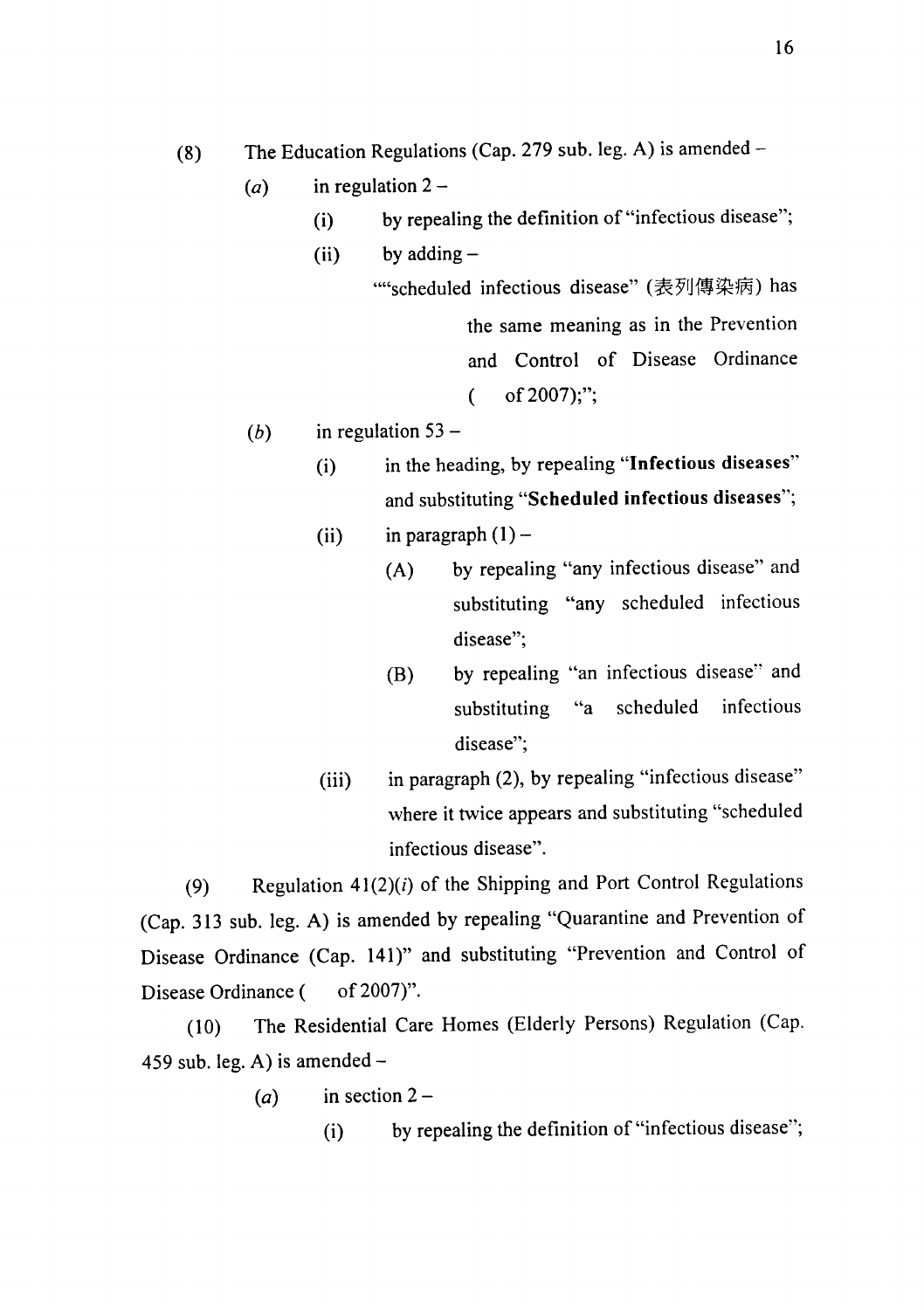(8) The Education Regulations (Cap. 279 sub. leg. A) is amended –

(*a*) in regulation 2 –

(i) by repealing the definition of "infectious disease";

(ii) by adding –

""scheduled infectious disease" (表列傳染病) has the same meaning as in the Prevention and Control of Disease Ordinance ( of 2007);";

(*b*) in regulation 53 –

(i) in the heading, by repealing "**Infectious diseases**" and substituting "**Scheduled infectious diseases**";

(ii) in paragraph (1) –

(A) by repealing "any infectious disease" and substituting "any scheduled infectious disease";

(B) by repealing "an infectious disease" and substituting "a scheduled infectious disease";

(iii) in paragraph (2), by repealing "infectious disease" where it twice appears and substituting "scheduled infectious disease".

(9) Regulation 41(2)(*i*) of the Shipping and Port Control Regulations (Cap. 313 sub. leg. A) is amended by repealing "Quarantine and Prevention of Disease Ordinance (Cap. 141)" and substituting "Prevention and Control of Disease Ordinance ( of 2007)".

(10) The Residential Care Homes (Elderly Persons) Regulation (Cap. 459 sub. leg. A) is amended –

(*a*) in section 2 –

(i) by repealing the definition of "infectious disease";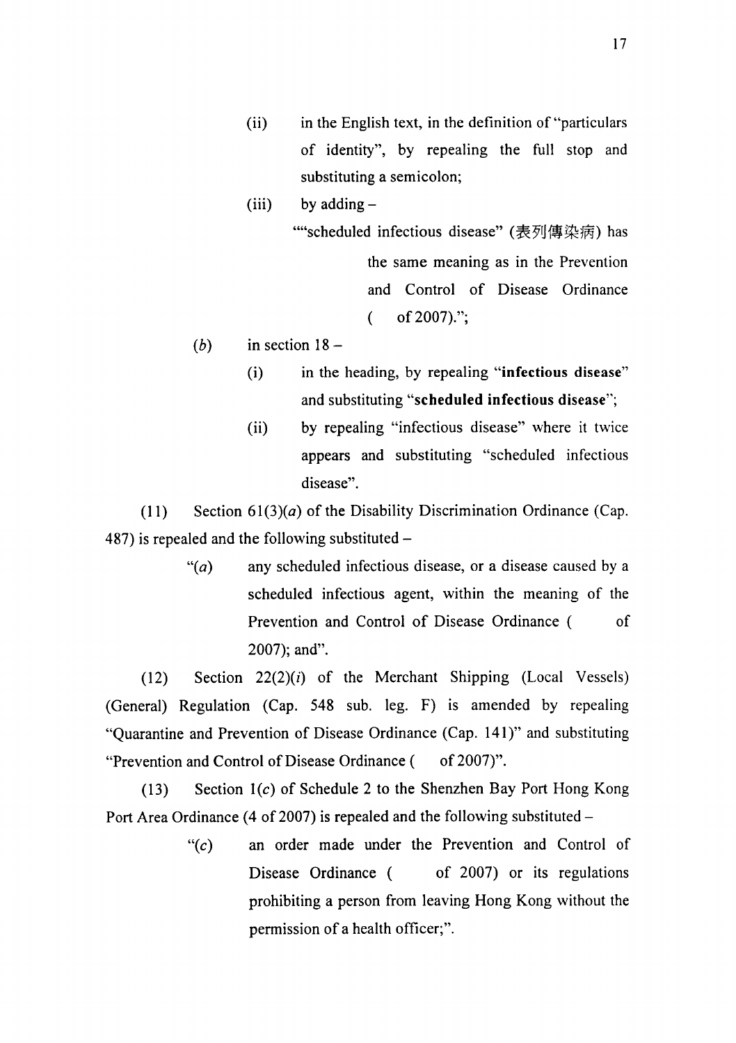(ii) in the English text, in the definition of "particulars of identity", by repealing the full stop and substituting a semicolon;

(iii) by adding –

""scheduled infectious disease" (表列傳染病) has the same meaning as in the Prevention and Control of Disease Ordinance (  of 2007).";

(*b*) in section 18 –

(i) in the heading, by repealing "**infectious disease**" and substituting "**scheduled infectious disease**";

(ii) by repealing "infectious disease" where it twice appears and substituting "scheduled infectious disease".

(11) Section 61(3)(*a*) of the Disability Discrimination Ordinance (Cap. 487) is repealed and the following substituted –

"(*a*) any scheduled infectious disease, or a disease caused by a scheduled infectious agent, within the meaning of the Prevention and Control of Disease Ordinance (  of 2007); and".

(12) Section 22(2)(*i*) of the Merchant Shipping (Local Vessels) (General) Regulation (Cap. 548 sub. leg. F) is amended by repealing "Quarantine and Prevention of Disease Ordinance (Cap. 141)" and substituting "Prevention and Control of Disease Ordinance (  of 2007)".

(13) Section 1(*c*) of Schedule 2 to the Shenzhen Bay Port Hong Kong Port Area Ordinance (4 of 2007) is repealed and the following substituted –

"(*c*) an order made under the Prevention and Control of Disease Ordinance (  of 2007) or its regulations prohibiting a person from leaving Hong Kong without the permission of a health officer;".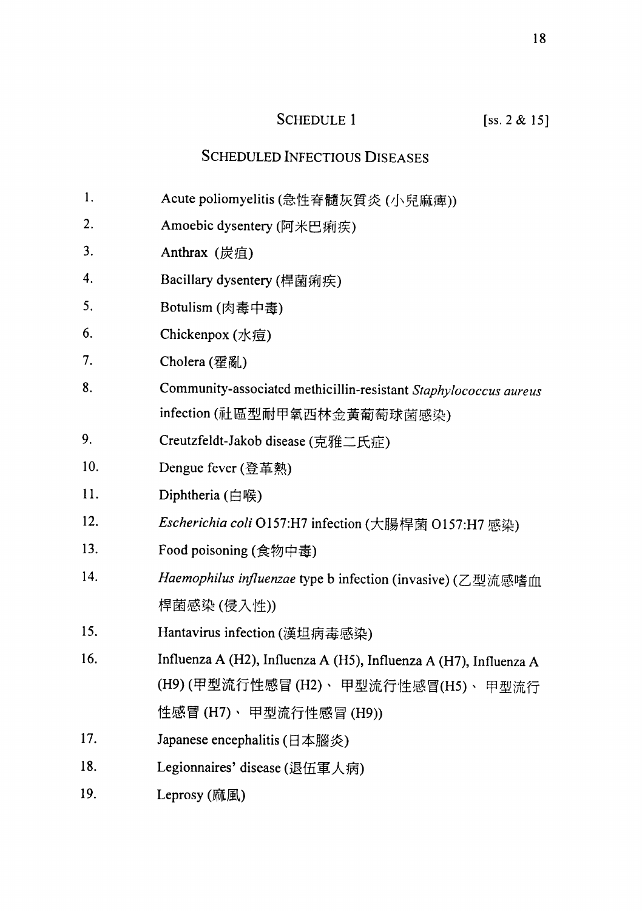## SCHEDULE 1 [ss. 2 & 15]

## SCHEDULED INFECTIOUS DISEASES

1. Acute poliomyelitis (急性脊髓灰質炎 (小兒麻痺))
2. Amoebic dysentery (阿米巴痢疾)
3. Anthrax (炭疽)
4. Bacillary dysentery (桿菌痢疾)
5. Botulism (肉毒中毒)
6. Chickenpox (水痘)
7. Cholera (霍亂)
8. Community-associated methicillin-resistant *Staphylococcus aureus* infection (社區型耐甲氧西林金黃葡萄球菌感染)
9. Creutzfeldt-Jakob disease (克雅二氏症)
10. Dengue fever (登革熱)
11. Diphtheria (白喉)
12. *Escherichia coli* O157:H7 infection (大腸桿菌 O157:H7 感染)
13. Food poisoning (食物中毒)
14. *Haemophilus influenzae* type b infection (invasive) (乙型流感嗜血桿菌感染 (侵入性))
15. Hantavirus infection (漢坦病毒感染)
16. Influenza A (H2), Influenza A (H5), Influenza A (H7), Influenza A (H9) (甲型流行性感冒 (H2)、 甲型流行性感冒(H5)、 甲型流行性感冒 (H7)、 甲型流行性感冒 (H9))
17. Japanese encephalitis (日本腦炎)
18. Legionnaires' disease (退伍軍人病)
19. Leprosy (麻風)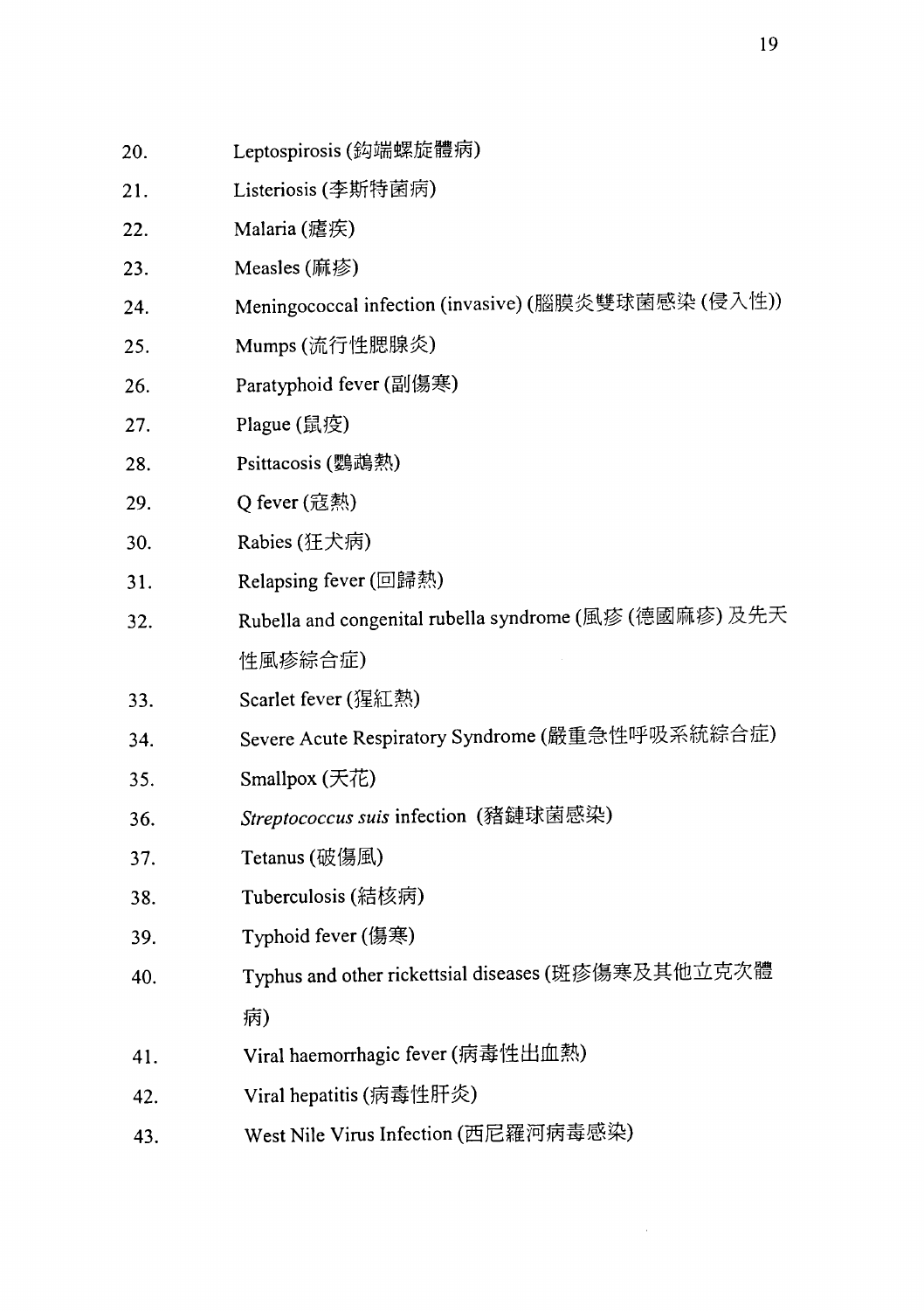20. Leptospirosis (鈎端螺旋體病)
21. Listeriosis (李斯特菌病)
22. Malaria (瘧疾)
23. Measles (麻疹)
24. Meningococcal infection (invasive) (腦膜炎雙球菌感染 (侵入性))
25. Mumps (流行性腮腺炎)
26. Paratyphoid fever (副傷寒)
27. Plague (鼠疫)
28. Psittacosis (鸚鵡熱)
29. Q fever (寇熱)
30. Rabies (狂犬病)
31. Relapsing fever (回歸熱)
32. Rubella and congenital rubella syndrome (風疹 (德國麻疹) 及先天性風疹綜合症)
33. Scarlet fever (猩紅熱)
34. Severe Acute Respiratory Syndrome (嚴重急性呼吸系統綜合症)
35. Smallpox (天花)
36. *Streptococcus suis* infection (豬鏈球菌感染)
37. Tetanus (破傷風)
38. Tuberculosis (結核病)
39. Typhoid fever (傷寒)
40. Typhus and other rickettsial diseases (斑疹傷寒及其他立克次體病)
41. Viral haemorrhagic fever (病毒性出血熱)
42. Viral hepatitis (病毒性肝炎)
43. West Nile Virus Infection (西尼羅河病毒感染)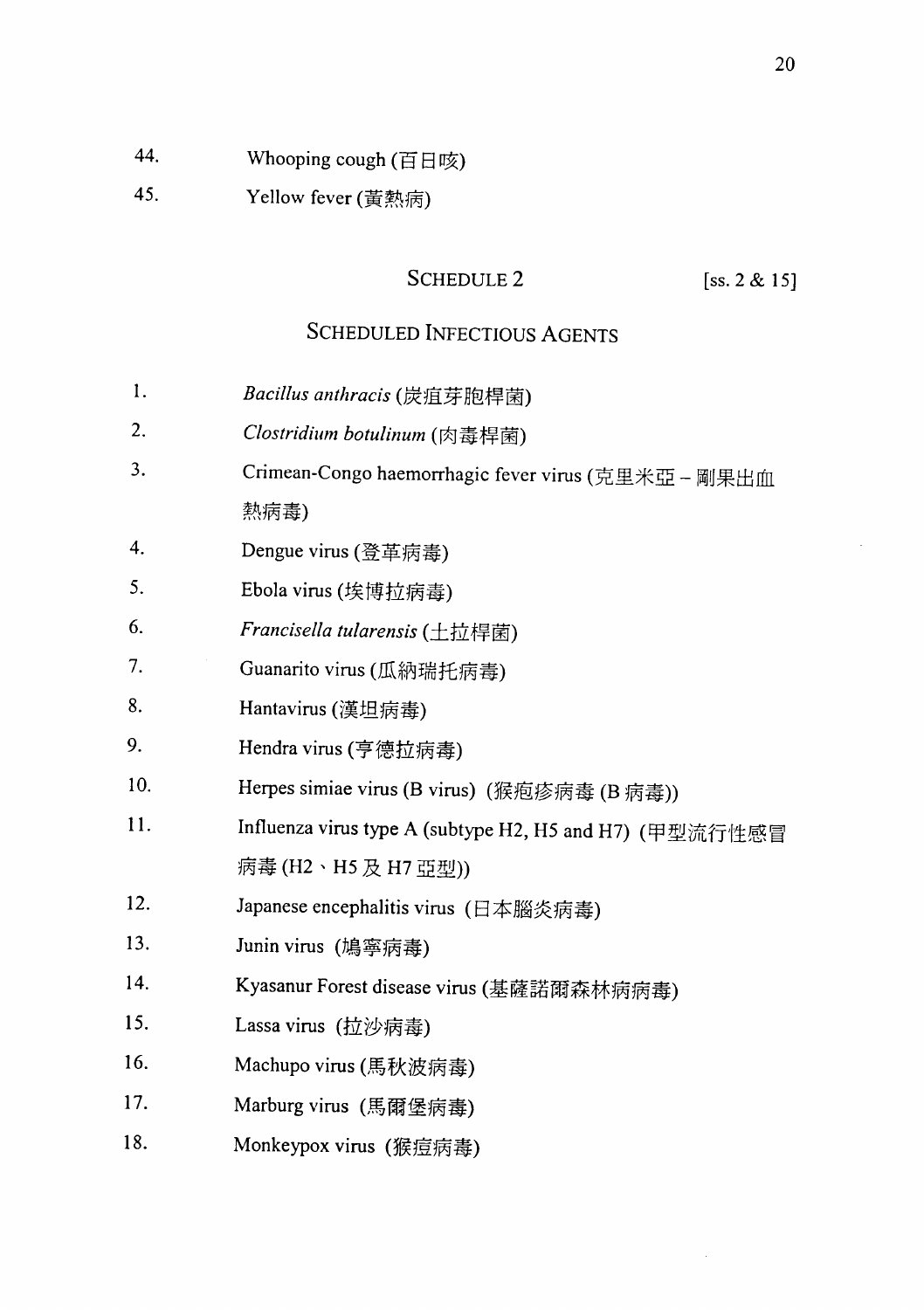44. Whooping cough (百日咳)

45. Yellow fever (黃熱病)

## SCHEDULE 2

[ss. 2 & 15]

## SCHEDULED INFECTIOUS AGENTS

1. *Bacillus anthracis* (炭疽芽胞桿菌)
2. *Clostridium botulinum* (肉毒桿菌)
3. Crimean-Congo haemorrhagic fever virus (克里米亞－剛果出血熱病毒)
4. Dengue virus (登革病毒)
5. Ebola virus (埃博拉病毒)
6. *Francisella tularensis* (土拉桿菌)
7. Guanarito virus (瓜納瑞托病毒)
8. Hantavirus (漢坦病毒)
9. Hendra virus (亨德拉病毒)
10. Herpes simiae virus (B virus) (猴皰疹病毒 (B 病毒))
11. Influenza virus type A (subtype H2, H5 and H7) (甲型流行性感冒病毒 (H2、H5 及 H7 亞型))
12. Japanese encephalitis virus (日本腦炎病毒)
13. Junin virus (鳩寧病毒)
14. Kyasanur Forest disease virus (基薩諾爾森林病病毒)
15. Lassa virus (拉沙病毒)
16. Machupo virus (馬秋波病毒)
17. Marburg virus (馬爾堡病毒)
18. Monkeypox virus (猴痘病毒)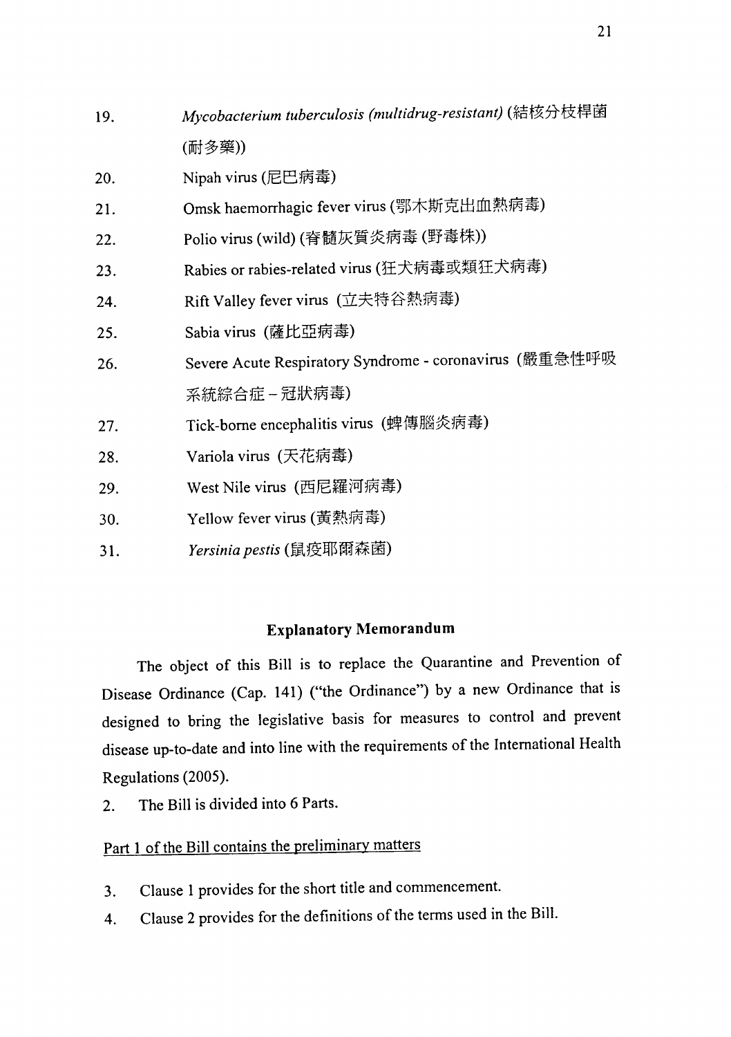19. *Mycobacterium tuberculosis (multidrug-resistant)* (結核分枝桿菌 (耐多藥))
20. Nipah virus (尼巴病毒)
21. Omsk haemorrhagic fever virus (鄂木斯克出血熱病毒)
22. Polio virus (wild) (脊髓灰質炎病毒 (野毒株))
23. Rabies or rabies-related virus (狂犬病毒或類狂犬病毒)
24. Rift Valley fever virus (立夫特谷熱病毒)
25. Sabia virus (薩比亞病毒)
26. Severe Acute Respiratory Syndrome - coronavirus (嚴重急性呼吸系統綜合症 – 冠狀病毒)
27. Tick-borne encephalitis virus (蜱傳腦炎病毒)
28. Variola virus (天花病毒)
29. West Nile virus (西尼羅河病毒)
30. Yellow fever virus (黃熱病毒)
31. *Yersinia pestis* (鼠疫耶爾森菌)

## Explanatory Memorandum

The object of this Bill is to replace the Quarantine and Prevention of Disease Ordinance (Cap. 141) ("the Ordinance") by a new Ordinance that is designed to bring the legislative basis for measures to control and prevent disease up-to-date and into line with the requirements of the International Health Regulations (2005).

2. The Bill is divided into 6 Parts.

<u>Part 1 of the Bill contains the preliminary matters</u>

3. Clause 1 provides for the short title and commencement.
4. Clause 2 provides for the definitions of the terms used in the Bill.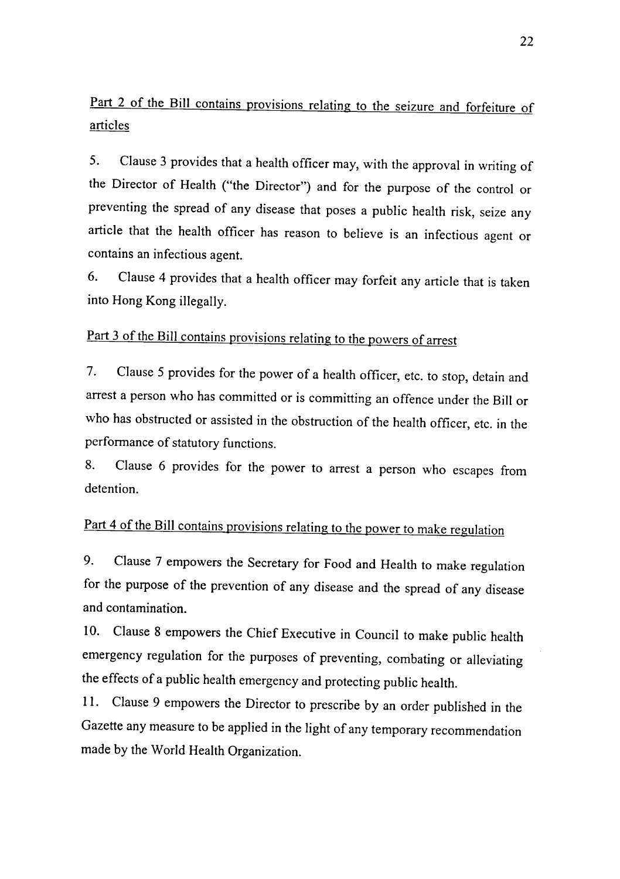<u>Part 2 of the Bill contains provisions relating to the seizure and forfeiture of articles</u>

5. Clause 3 provides that a health officer may, with the approval in writing of the Director of Health ("the Director") and for the purpose of the control or preventing the spread of any disease that poses a public health risk, seize any article that the health officer has reason to believe is an infectious agent or contains an infectious agent.

6. Clause 4 provides that a health officer may forfeit any article that is taken into Hong Kong illegally.

<u>Part 3 of the Bill contains provisions relating to the powers of arrest</u>

7. Clause 5 provides for the power of a health officer, etc. to stop, detain and arrest a person who has committed or is committing an offence under the Bill or who has obstructed or assisted in the obstruction of the health officer, etc. in the performance of statutory functions.

8. Clause 6 provides for the power to arrest a person who escapes from detention.

<u>Part 4 of the Bill contains provisions relating to the power to make regulation</u>

9. Clause 7 empowers the Secretary for Food and Health to make regulation for the purpose of the prevention of any disease and the spread of any disease and contamination.

10. Clause 8 empowers the Chief Executive in Council to make public health emergency regulation for the purposes of preventing, combating or alleviating the effects of a public health emergency and protecting public health.

11. Clause 9 empowers the Director to prescribe by an order published in the Gazette any measure to be applied in the light of any temporary recommendation made by the World Health Organization.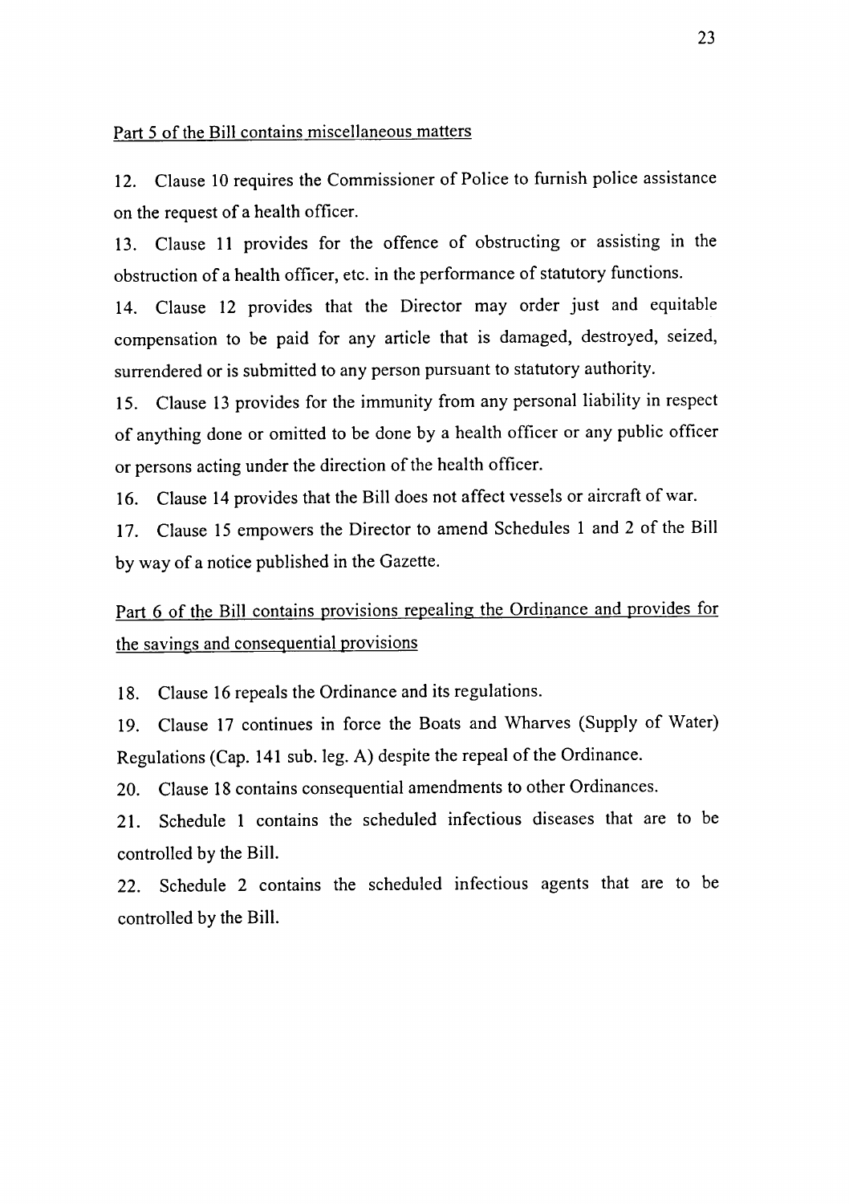Part 5 of the Bill contains miscellaneous matters

12. Clause 10 requires the Commissioner of Police to furnish police assistance on the request of a health officer.

13. Clause 11 provides for the offence of obstructing or assisting in the obstruction of a health officer, etc. in the performance of statutory functions.

14. Clause 12 provides that the Director may order just and equitable compensation to be paid for any article that is damaged, destroyed, seized, surrendered or is submitted to any person pursuant to statutory authority.

15. Clause 13 provides for the immunity from any personal liability in respect of anything done or omitted to be done by a health officer or any public officer or persons acting under the direction of the health officer.

16. Clause 14 provides that the Bill does not affect vessels or aircraft of war.

17. Clause 15 empowers the Director to amend Schedules 1 and 2 of the Bill by way of a notice published in the Gazette.

Part 6 of the Bill contains provisions repealing the Ordinance and provides for the savings and consequential provisions

18. Clause 16 repeals the Ordinance and its regulations.

19. Clause 17 continues in force the Boats and Wharves (Supply of Water) Regulations (Cap. 141 sub. leg. A) despite the repeal of the Ordinance.

20. Clause 18 contains consequential amendments to other Ordinances.

21. Schedule 1 contains the scheduled infectious diseases that are to be controlled by the Bill.

22. Schedule 2 contains the scheduled infectious agents that are to be controlled by the Bill.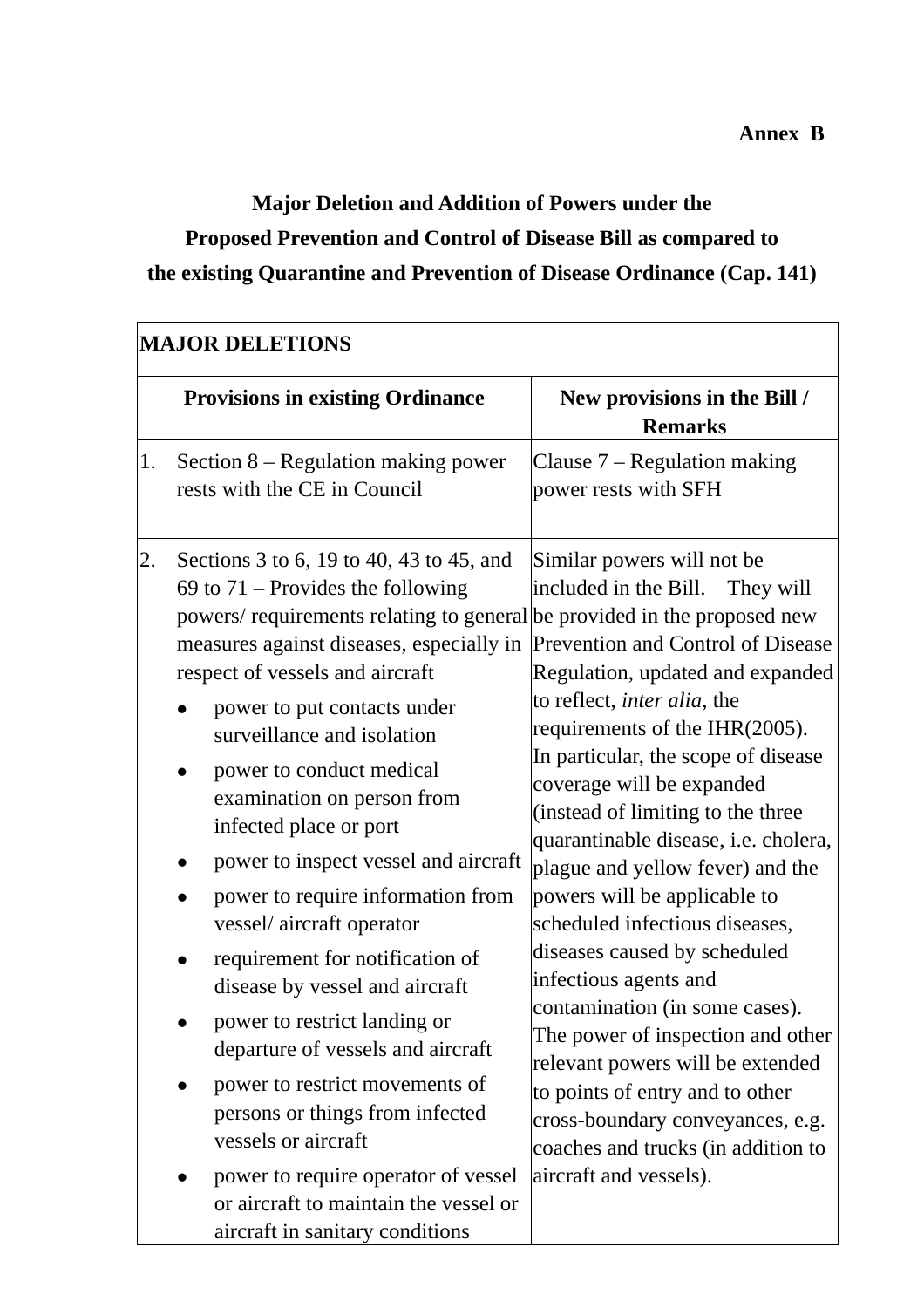**Annex B**

**Major Deletion and Addition of Powers under the Proposed Prevention and Control of Disease Bill as compared to the existing Quarantine and Prevention of Disease Ordinance (Cap. 141)**

| **MAJOR DELETIONS** | |
|---|---|
| **Provisions in existing Ordinance** | **New provisions in the Bill / Remarks** |
| 1. Section 8 – Regulation making power rests with the CE in Council | Clause 7 – Regulation making power rests with SFH |
| 2. Sections 3 to 6, 19 to 40, 43 to 45, and 69 to 71 – Provides the following powers/ requirements relating to general measures against diseases, especially in respect of vessels and aircraft <br>• power to put contacts under surveillance and isolation <br>• power to conduct medical examination on person from infected place or port <br>• power to inspect vessel and aircraft <br>• power to require information from vessel/ aircraft operator <br>• requirement for notification of disease by vessel and aircraft <br>• power to restrict landing or departure of vessels and aircraft <br>• power to restrict movements of persons or things from infected vessels or aircraft <br>• power to require operator of vessel or aircraft to maintain the vessel or aircraft in sanitary conditions | Similar powers will not be included in the Bill. They will be provided in the proposed new Prevention and Control of Disease Regulation, updated and expanded to reflect, *inter alia*, the requirements of the IHR(2005). In particular, the scope of disease coverage will be expanded (instead of limiting to the three quarantinable disease, i.e. cholera, plague and yellow fever) and the powers will be applicable to scheduled infectious diseases, diseases caused by scheduled infectious agents and contamination (in some cases). The power of inspection and other relevant powers will be extended to points of entry and to other cross-boundary conveyances, e.g. coaches and trucks (in addition to aircraft and vessels). |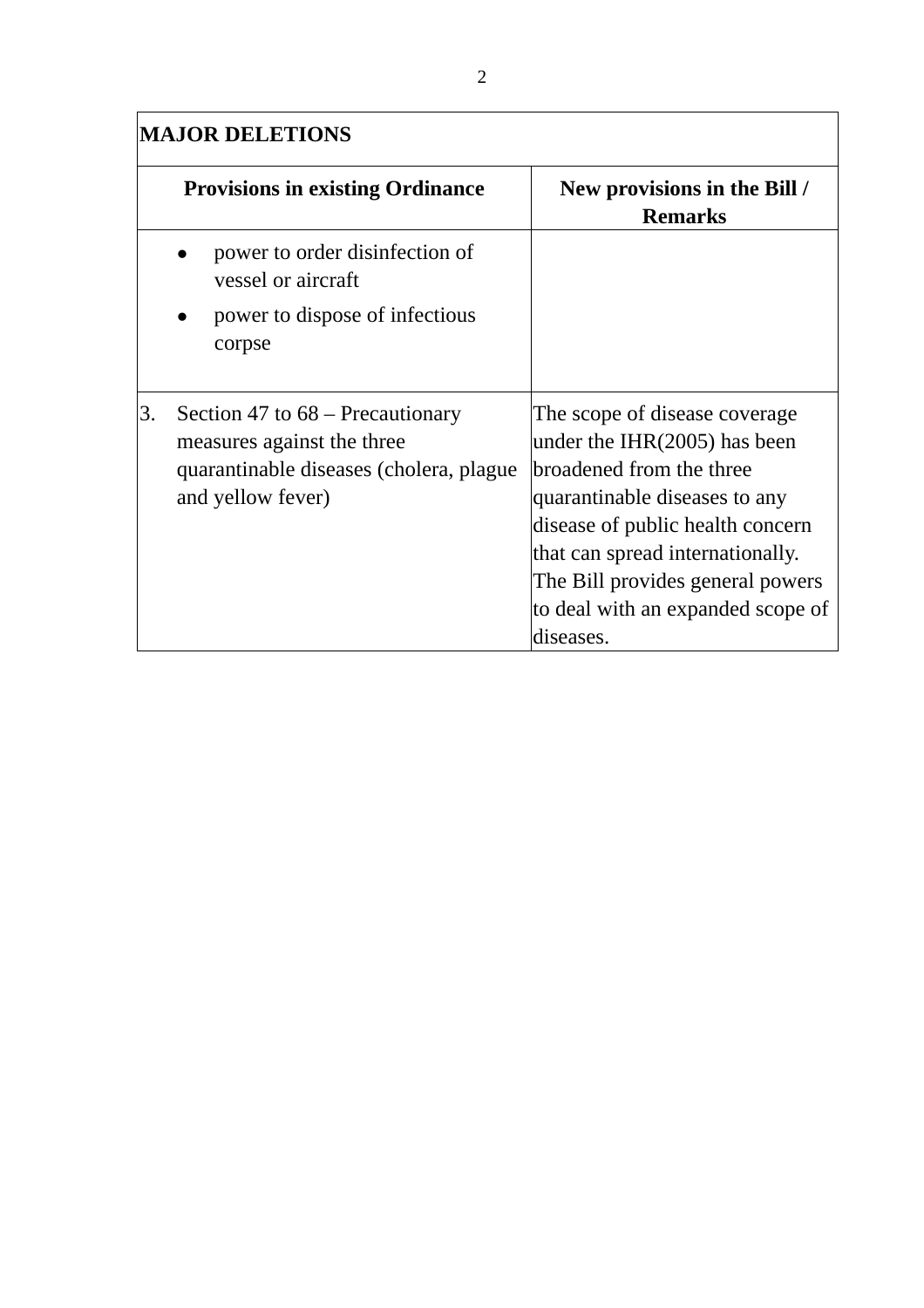| MAJOR DELETIONS | |
|---|---|
| **Provisions in existing Ordinance** | **New provisions in the Bill / Remarks** |
| • power to order disinfection of vessel or aircraft<br>• power to dispose of infectious corpse | |
| 3. Section 47 to 68 – Precautionary measures against the three quarantinable diseases (cholera, plague and yellow fever) | The scope of disease coverage under the IHR(2005) has been broadened from the three quarantinable diseases to any disease of public health concern that can spread internationally. The Bill provides general powers to deal with an expanded scope of diseases. |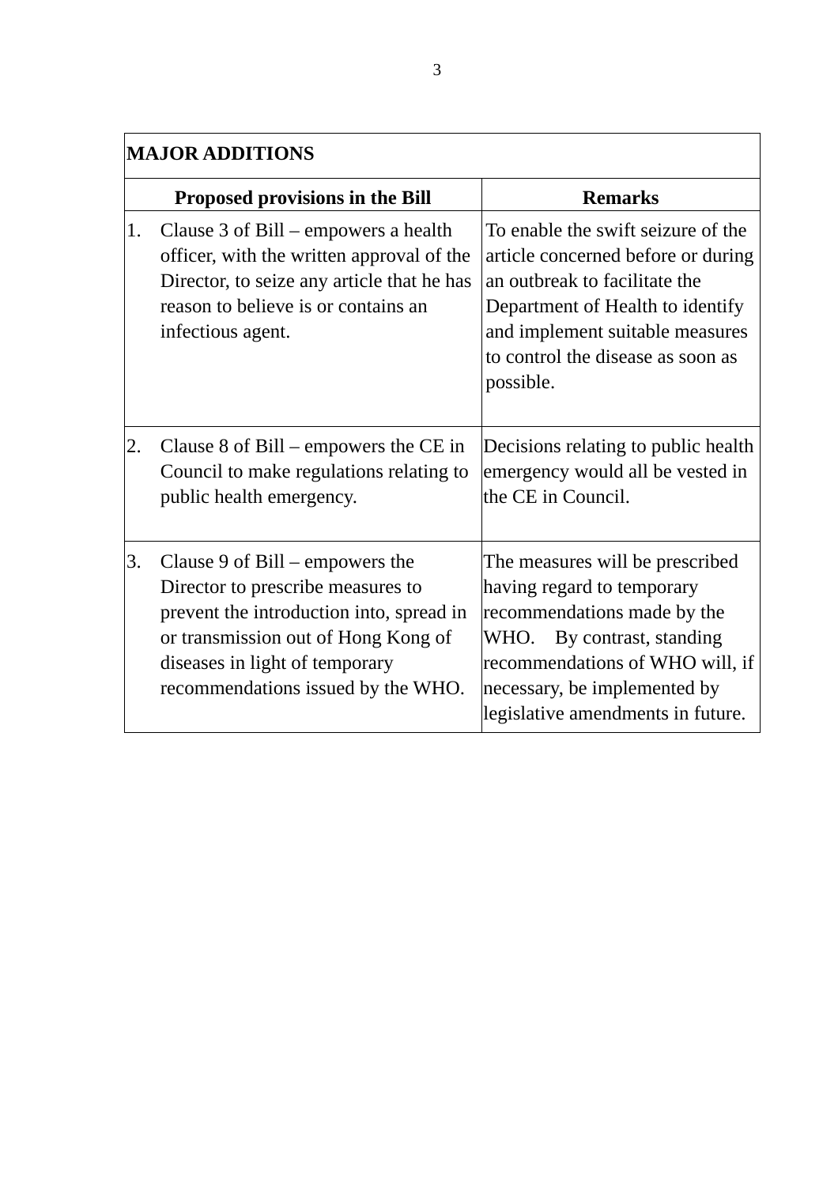| MAJOR ADDITIONS | |
|---|---|
| **Proposed provisions in the Bill** | **Remarks** |
| 1. Clause 3 of Bill – empowers a health officer, with the written approval of the Director, to seize any article that he has reason to believe is or contains an infectious agent. | To enable the swift seizure of the article concerned before or during an outbreak to facilitate the Department of Health to identify and implement suitable measures to control the disease as soon as possible. |
| 2. Clause 8 of Bill – empowers the CE in Council to make regulations relating to public health emergency. | Decisions relating to public health emergency would all be vested in the CE in Council. |
| 3. Clause 9 of Bill – empowers the Director to prescribe measures to prevent the introduction into, spread in or transmission out of Hong Kong of diseases in light of temporary recommendations issued by the WHO. | The measures will be prescribed having regard to temporary recommendations made by the WHO. By contrast, standing recommendations of WHO will, if necessary, be implemented by legislative amendments in future. |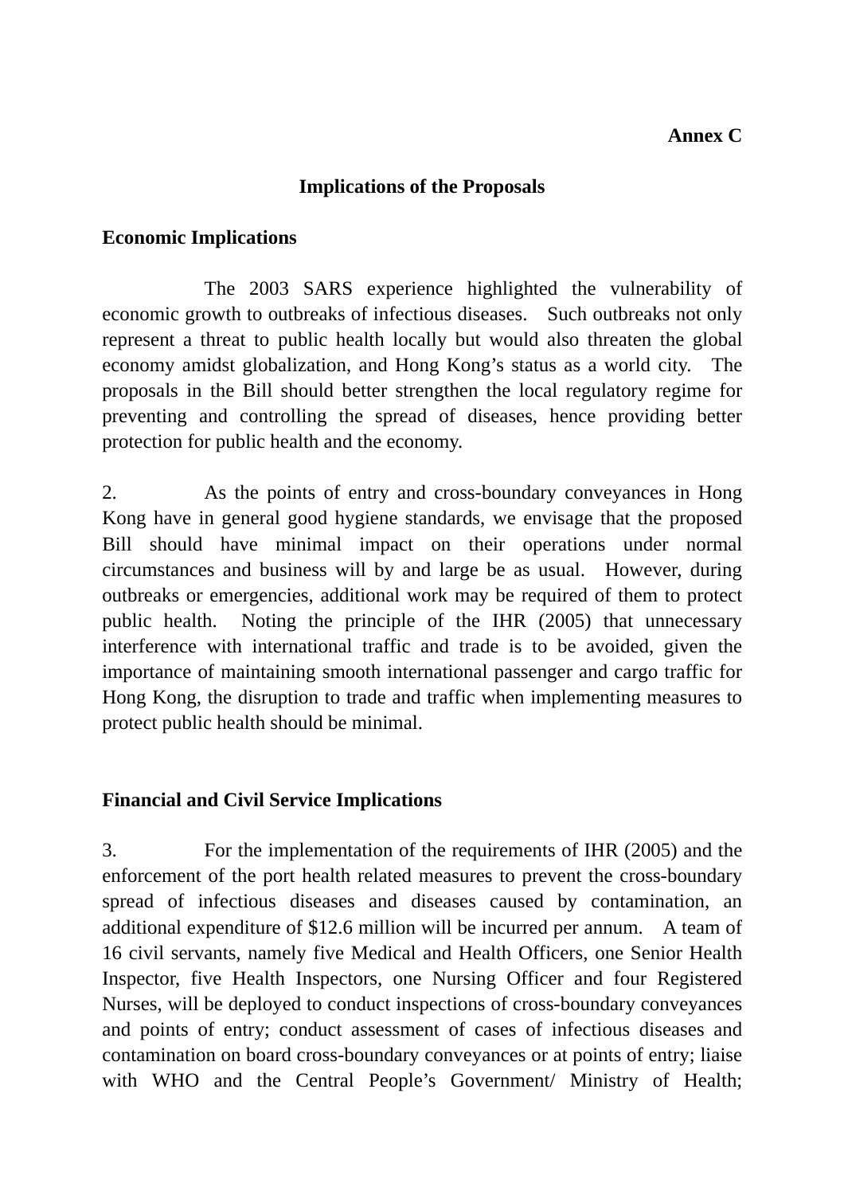**Annex C**

## Implications of the Proposals

### Economic Implications

The 2003 SARS experience highlighted the vulnerability of economic growth to outbreaks of infectious diseases. Such outbreaks not only represent a threat to public health locally but would also threaten the global economy amidst globalization, and Hong Kong's status as a world city. The proposals in the Bill should better strengthen the local regulatory regime for preventing and controlling the spread of diseases, hence providing better protection for public health and the economy.

2. As the points of entry and cross-boundary conveyances in Hong Kong have in general good hygiene standards, we envisage that the proposed Bill should have minimal impact on their operations under normal circumstances and business will by and large be as usual. However, during outbreaks or emergencies, additional work may be required of them to protect public health. Noting the principle of the IHR (2005) that unnecessary interference with international traffic and trade is to be avoided, given the importance of maintaining smooth international passenger and cargo traffic for Hong Kong, the disruption to trade and traffic when implementing measures to protect public health should be minimal.

### Financial and Civil Service Implications

3. For the implementation of the requirements of IHR (2005) and the enforcement of the port health related measures to prevent the cross-boundary spread of infectious diseases and diseases caused by contamination, an additional expenditure of $12.6 million will be incurred per annum. A team of 16 civil servants, namely five Medical and Health Officers, one Senior Health Inspector, five Health Inspectors, one Nursing Officer and four Registered Nurses, will be deployed to conduct inspections of cross-boundary conveyances and points of entry; conduct assessment of cases of infectious diseases and contamination on board cross-boundary conveyances or at points of entry; liaise with WHO and the Central People's Government/ Ministry of Health;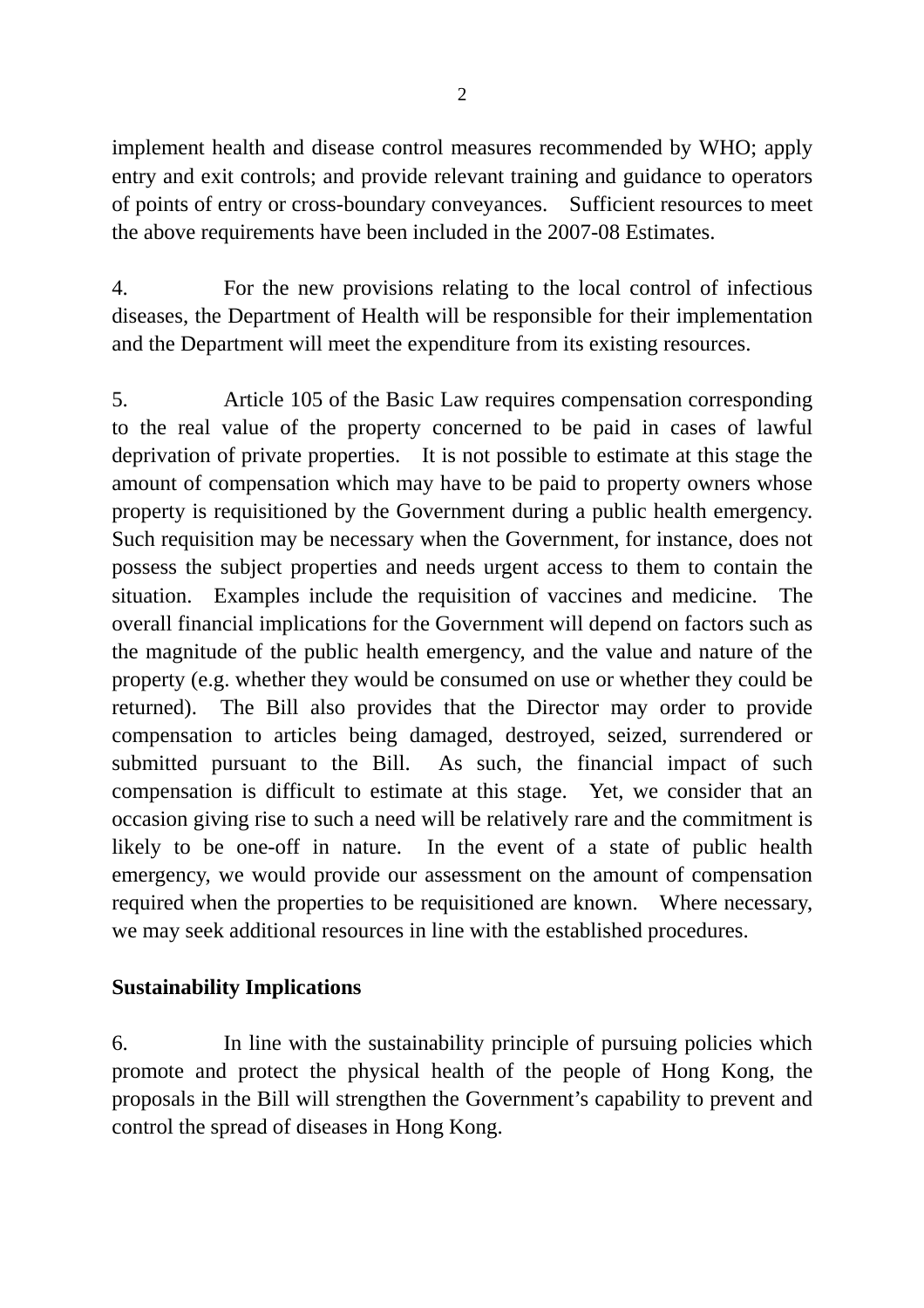implement health and disease control measures recommended by WHO; apply entry and exit controls; and provide relevant training and guidance to operators of points of entry or cross-boundary conveyances. Sufficient resources to meet the above requirements have been included in the 2007-08 Estimates.

4. For the new provisions relating to the local control of infectious diseases, the Department of Health will be responsible for their implementation and the Department will meet the expenditure from its existing resources.

5. Article 105 of the Basic Law requires compensation corresponding to the real value of the property concerned to be paid in cases of lawful deprivation of private properties. It is not possible to estimate at this stage the amount of compensation which may have to be paid to property owners whose property is requisitioned by the Government during a public health emergency. Such requisition may be necessary when the Government, for instance, does not possess the subject properties and needs urgent access to them to contain the situation. Examples include the requisition of vaccines and medicine. The overall financial implications for the Government will depend on factors such as the magnitude of the public health emergency, and the value and nature of the property (e.g. whether they would be consumed on use or whether they could be returned). The Bill also provides that the Director may order to provide compensation to articles being damaged, destroyed, seized, surrendered or submitted pursuant to the Bill. As such, the financial impact of such compensation is difficult to estimate at this stage. Yet, we consider that an occasion giving rise to such a need will be relatively rare and the commitment is likely to be one-off in nature. In the event of a state of public health emergency, we would provide our assessment on the amount of compensation required when the properties to be requisitioned are known. Where necessary, we may seek additional resources in line with the established procedures.

**Sustainability Implications**

6. In line with the sustainability principle of pursuing policies which promote and protect the physical health of the people of Hong Kong, the proposals in the Bill will strengthen the Government's capability to prevent and control the spread of diseases in Hong Kong.